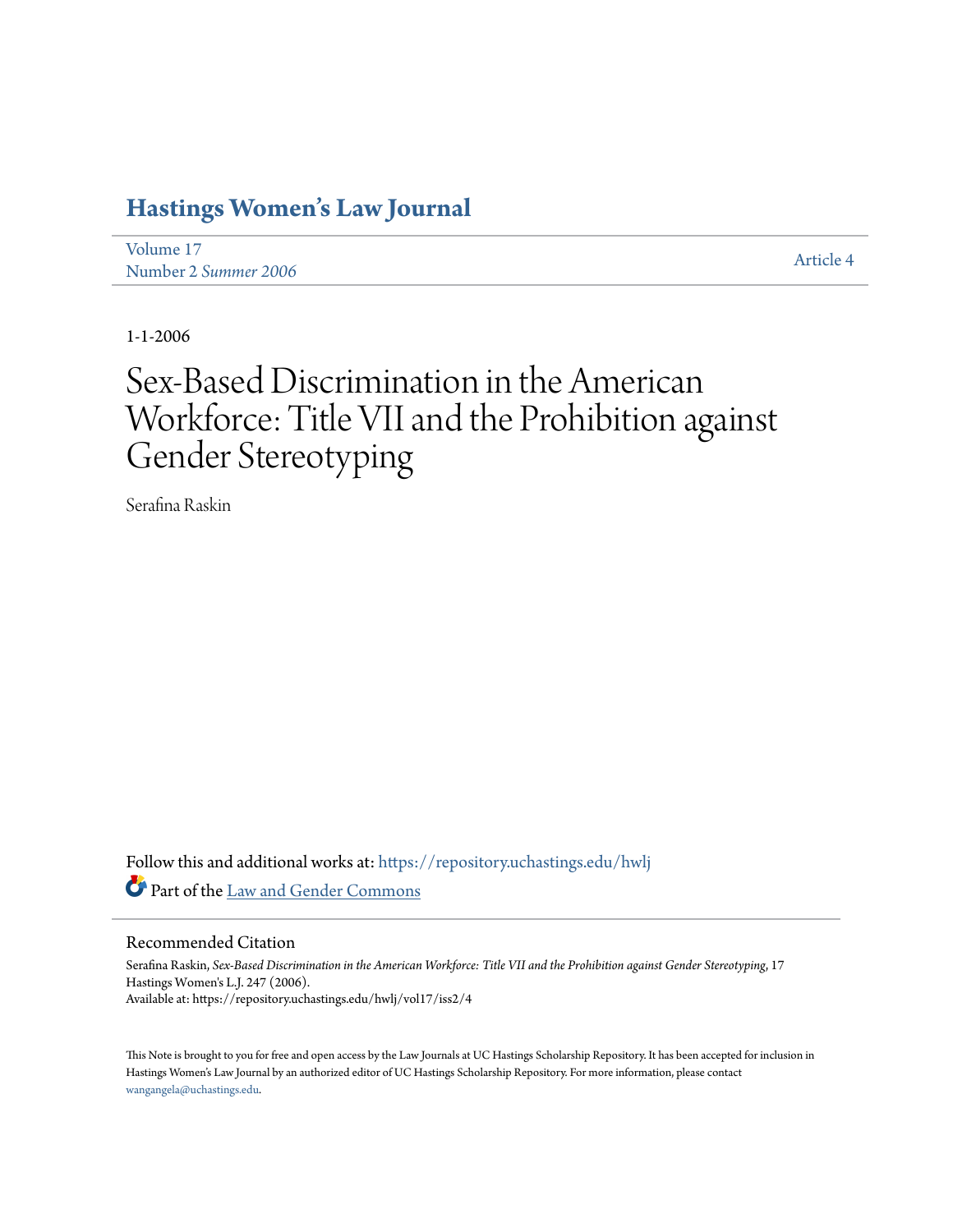# Hastings Women's Law Journal

Volume 17
Number 2 *Summer 2006*

Article 4

1-1-2006

# Sex-Based Discrimination in the American Workforce: Title VII and the Prohibition against Gender Stereotyping

Serafina Raskin

Follow this and additional works at: https://repository.uchastings.edu/hwlj

Part of the Law and Gender Commons

## Recommended Citation

Serafina Raskin, *Sex-Based Discrimination in the American Workforce: Title VII and the Prohibition against Gender Stereotyping*, 17 Hastings Women's L.J. 247 (2006).
Available at: https://repository.uchastings.edu/hwlj/vol17/iss2/4

This Note is brought to you for free and open access by the Law Journals at UC Hastings Scholarship Repository. It has been accepted for inclusion in Hastings Women's Law Journal by an authorized editor of UC Hastings Scholarship Repository. For more information, please contact wangangela@uchastings.edu.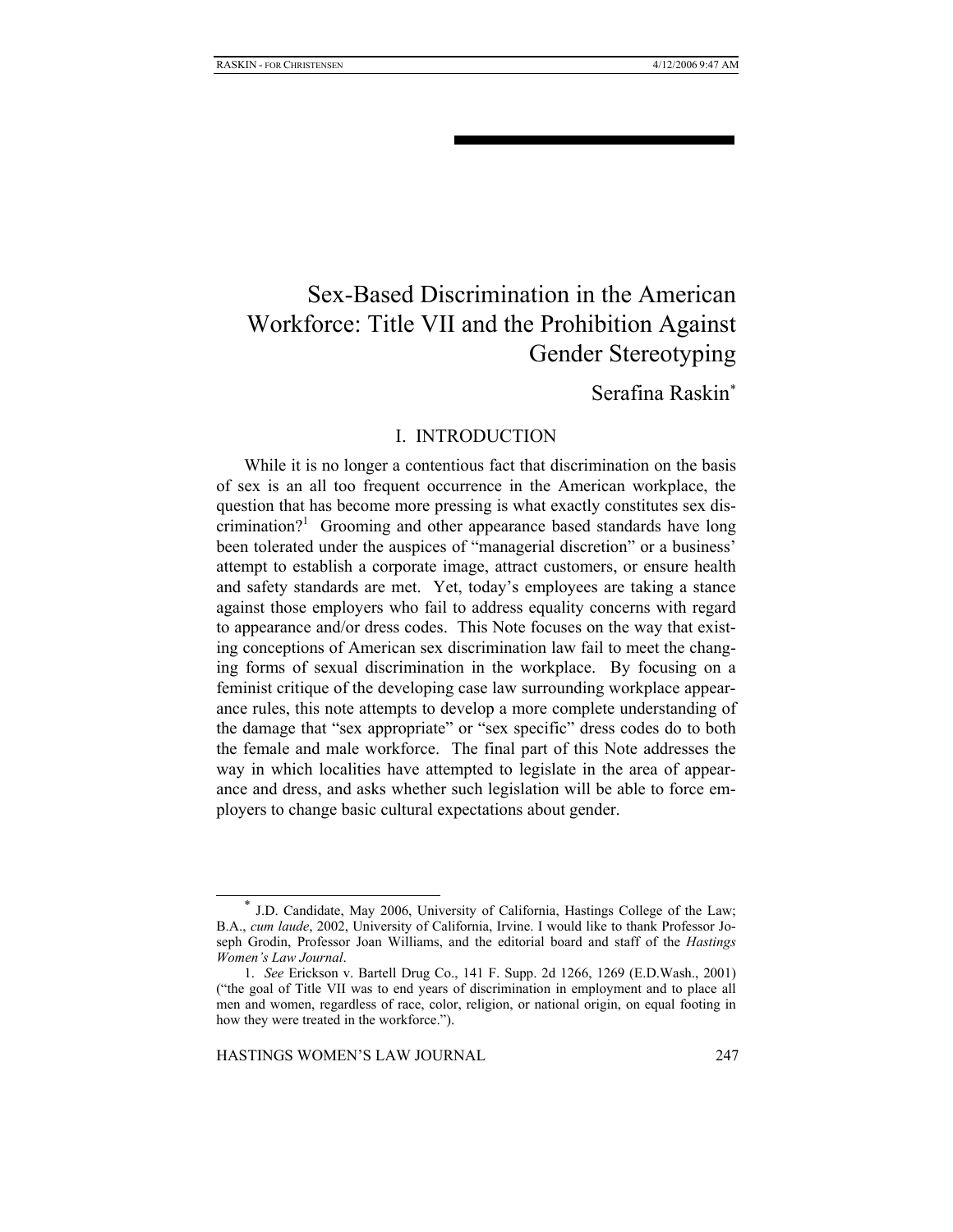# Sex-Based Discrimination in the American Workforce: Title VII and the Prohibition Against Gender Stereotyping

Serafina Raskin*

## I. INTRODUCTION

While it is no longer a contentious fact that discrimination on the basis of sex is an all too frequent occurrence in the American workplace, the question that has become more pressing is what exactly constitutes sex discrimination?[1] Grooming and other appearance based standards have long been tolerated under the auspices of "managerial discretion" or a business' attempt to establish a corporate image, attract customers, or ensure health and safety standards are met. Yet, today's employees are taking a stance against those employers who fail to address equality concerns with regard to appearance and/or dress codes. This Note focuses on the way that existing conceptions of American sex discrimination law fail to meet the changing forms of sexual discrimination in the workplace. By focusing on a feminist critique of the developing case law surrounding workplace appearance rules, this note attempts to develop a more complete understanding of the damage that "sex appropriate" or "sex specific" dress codes do to both the female and male workforce. The final part of this Note addresses the way in which localities have attempted to legislate in the area of appearance and dress, and asks whether such legislation will be able to force employers to change basic cultural expectations about gender.

---

\* J.D. Candidate, May 2006, University of California, Hastings College of the Law; B.A., *cum laude*, 2002, University of California, Irvine. I would like to thank Professor Joseph Grodin, Professor Joan Williams, and the editorial board and staff of the *Hastings Women's Law Journal*.

1. *See* Erickson v. Bartell Drug Co., 141 F. Supp. 2d 1266, 1269 (E.D.Wash., 2001) ("the goal of Title VII was to end years of discrimination in employment and to place all men and women, regardless of race, color, religion, or national origin, on equal footing in how they were treated in the workforce.").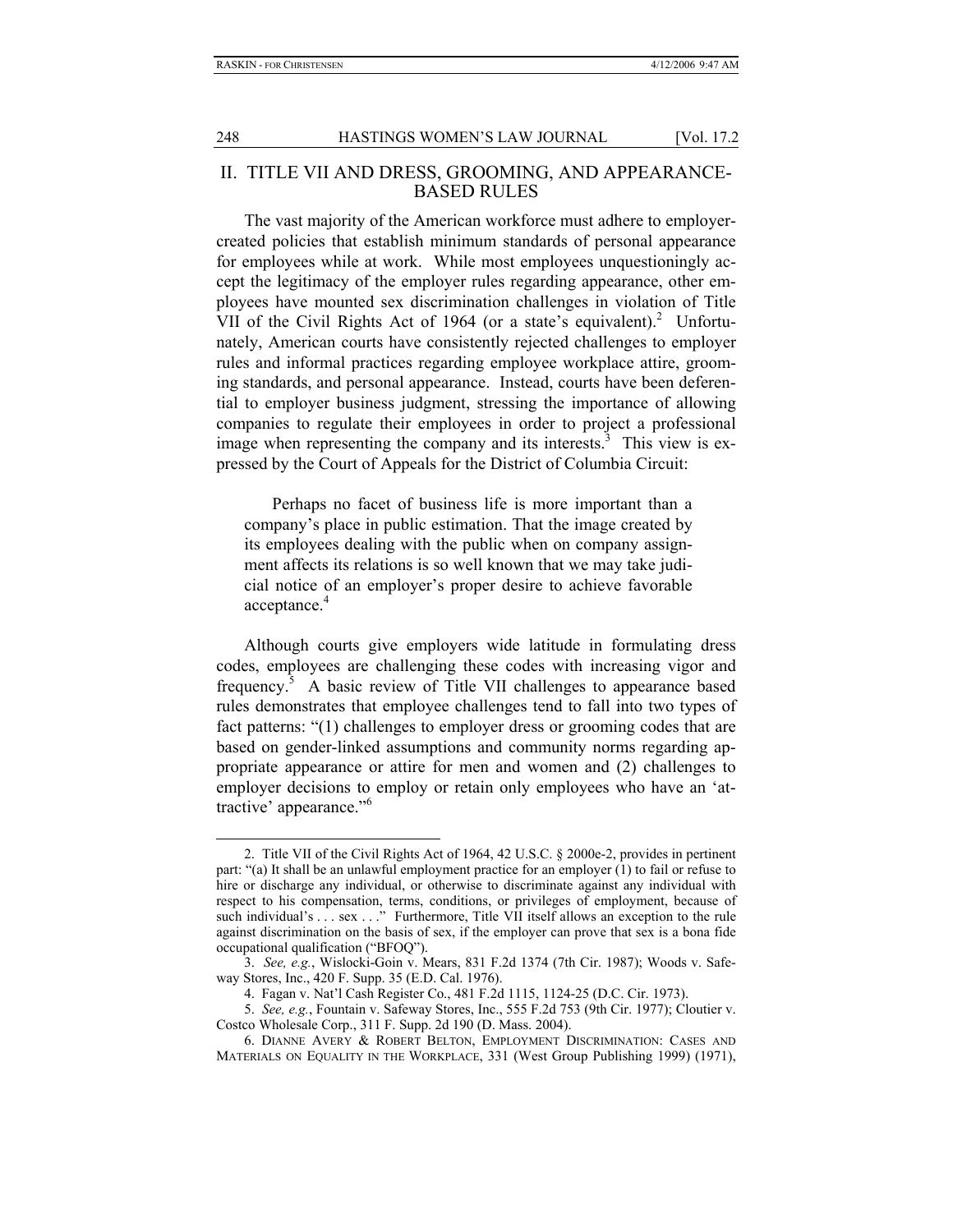## II. TITLE VII AND DRESS, GROOMING, AND APPEARANCE-BASED RULES

The vast majority of the American workforce must adhere to employer-created policies that establish minimum standards of personal appearance for employees while at work. While most employees unquestioningly accept the legitimacy of the employer rules regarding appearance, other employees have mounted sex discrimination challenges in violation of Title VII of the Civil Rights Act of 1964 (or a state's equivalent).[2] Unfortunately, American courts have consistently rejected challenges to employer rules and informal practices regarding employee workplace attire, grooming standards, and personal appearance. Instead, courts have been deferential to employer business judgment, stressing the importance of allowing companies to regulate their employees in order to project a professional image when representing the company and its interests.[3] This view is expressed by the Court of Appeals for the District of Columbia Circuit:

> Perhaps no facet of business life is more important than a company's place in public estimation. That the image created by its employees dealing with the public when on company assignment affects its relations is so well known that we may take judicial notice of an employer's proper desire to achieve favorable acceptance.[4]

Although courts give employers wide latitude in formulating dress codes, employees are challenging these codes with increasing vigor and frequency.[5] A basic review of Title VII challenges to appearance based rules demonstrates that employee challenges tend to fall into two types of fact patterns: "(1) challenges to employer dress or grooming codes that are based on gender-linked assumptions and community norms regarding appropriate appearance or attire for men and women and (2) challenges to employer decisions to employ or retain only employees who have an 'attractive' appearance."[6]

---

2. Title VII of the Civil Rights Act of 1964, 42 U.S.C. § 2000e-2, provides in pertinent part: "(a) It shall be an unlawful employment practice for an employer (1) to fail or refuse to hire or discharge any individual, or otherwise to discriminate against any individual with respect to his compensation, terms, conditions, or privileges of employment, because of such individual's . . . sex . . ." Furthermore, Title VII itself allows an exception to the rule against discrimination on the basis of sex, if the employer can prove that sex is a bona fide occupational qualification ("BFOQ").

3. *See, e.g.*, Wislocki-Goin v. Mears, 831 F.2d 1374 (7th Cir. 1987); Woods v. Safeway Stores, Inc., 420 F. Supp. 35 (E.D. Cal. 1976).

4. Fagan v. Nat'l Cash Register Co., 481 F.2d 1115, 1124-25 (D.C. Cir. 1973).

5. *See, e.g.*, Fountain v. Safeway Stores, Inc., 555 F.2d 753 (9th Cir. 1977); Cloutier v. Costco Wholesale Corp., 311 F. Supp. 2d 190 (D. Mass. 2004).

6. DIANNE AVERY & ROBERT BELTON, EMPLOYMENT DISCRIMINATION: CASES AND MATERIALS ON EQUALITY IN THE WORKPLACE, 331 (West Group Publishing 1999) (1971),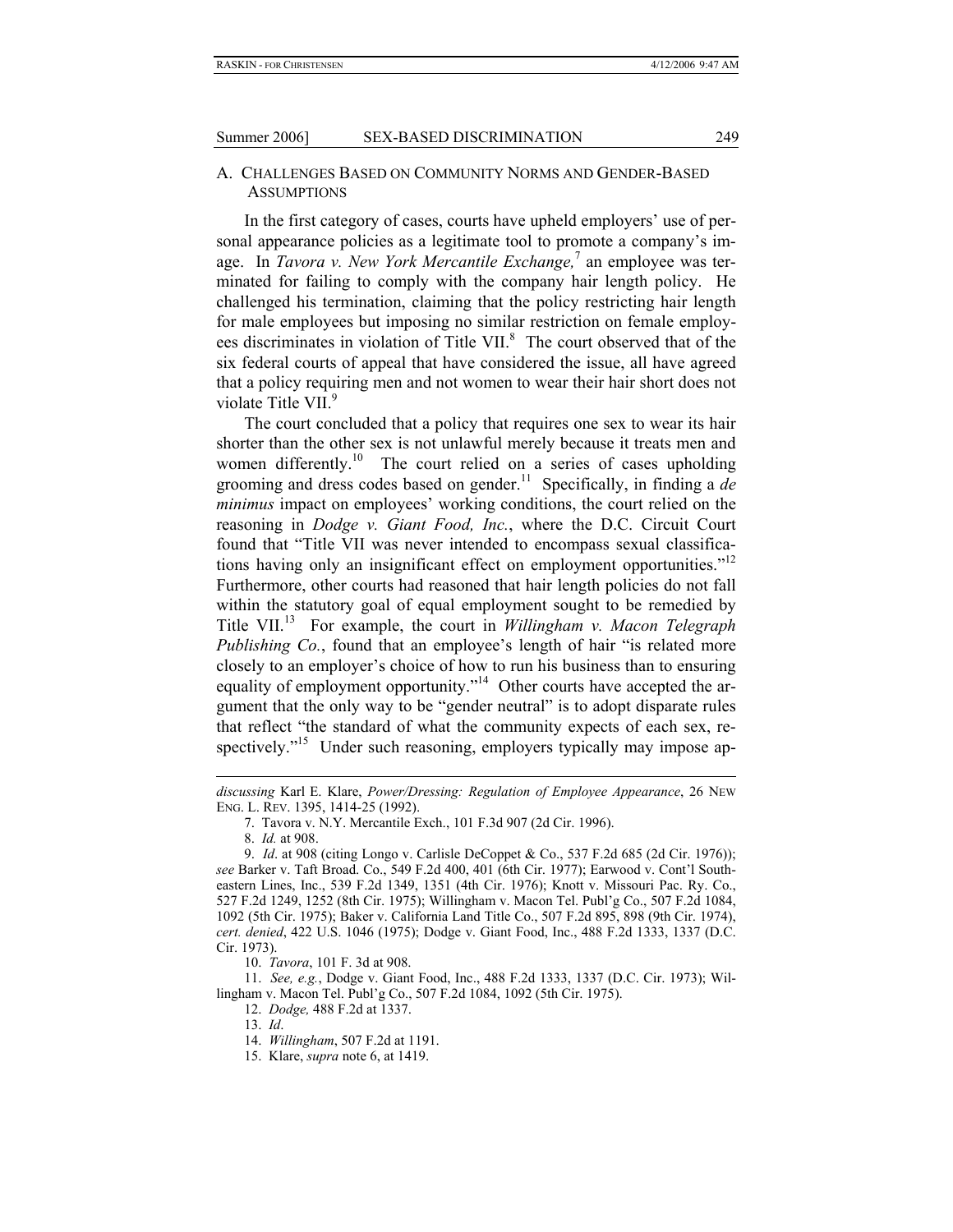## A. Challenges Based on Community Norms and Gender-Based Assumptions

In the first category of cases, courts have upheld employers' use of personal appearance policies as a legitimate tool to promote a company's image. In *Tavora v. New York Mercantile Exchange,*[7] an employee was terminated for failing to comply with the company hair length policy. He challenged his termination, claiming that the policy restricting hair length for male employees but imposing no similar restriction on female employees discriminates in violation of Title VII.[8] The court observed that of the six federal courts of appeal that have considered the issue, all have agreed that a policy requiring men and not women to wear their hair short does not violate Title VII.[9]

The court concluded that a policy that requires one sex to wear its hair shorter than the other sex is not unlawful merely because it treats men and women differently.[10] The court relied on a series of cases upholding grooming and dress codes based on gender.[11] Specifically, in finding a *de minimus* impact on employees' working conditions, the court relied on the reasoning in *Dodge v. Giant Food, Inc.*, where the D.C. Circuit Court found that "Title VII was never intended to encompass sexual classifications having only an insignificant effect on employment opportunities."[12] Furthermore, other courts had reasoned that hair length policies do not fall within the statutory goal of equal employment sought to be remedied by Title VII.[13] For example, the court in *Willingham v. Macon Telegraph Publishing Co.*, found that an employee's length of hair "is related more closely to an employer's choice of how to run his business than to ensuring equality of employment opportunity."[14] Other courts have accepted the argument that the only way to be "gender neutral" is to adopt disparate rules that reflect "the standard of what the community expects of each sex, respectively."[15] Under such reasoning, employers typically may impose ap-

---

*discussing* Karl E. Klare, *Power/Dressing: Regulation of Employee Appearance*, 26 New Eng. L. Rev. 1395, 1414-25 (1992).

7. Tavora v. N.Y. Mercantile Exch., 101 F.3d 907 (2d Cir. 1996).

8. *Id.* at 908.

9. *Id*. at 908 (citing Longo v. Carlisle DeCoppet & Co., 537 F.2d 685 (2d Cir. 1976)); *see* Barker v. Taft Broad. Co., 549 F.2d 400, 401 (6th Cir. 1977); Earwood v. Cont'l Southeastern Lines, Inc., 539 F.2d 1349, 1351 (4th Cir. 1976); Knott v. Missouri Pac. Ry. Co., 527 F.2d 1249, 1252 (8th Cir. 1975); Willingham v. Macon Tel. Publ'g Co., 507 F.2d 1084, 1092 (5th Cir. 1975); Baker v. California Land Title Co., 507 F.2d 895, 898 (9th Cir. 1974), *cert. denied*, 422 U.S. 1046 (1975); Dodge v. Giant Food, Inc., 488 F.2d 1333, 1337 (D.C. Cir. 1973).

10. *Tavora*, 101 F. 3d at 908.

11. *See, e.g.*, Dodge v. Giant Food, Inc., 488 F.2d 1333, 1337 (D.C. Cir. 1973); Willingham v. Macon Tel. Publ'g Co., 507 F.2d 1084, 1092 (5th Cir. 1975).

12. *Dodge,* 488 F.2d at 1337.

13. *Id*.

14. *Willingham*, 507 F.2d at 1191.

15. Klare, *supra* note 6, at 1419.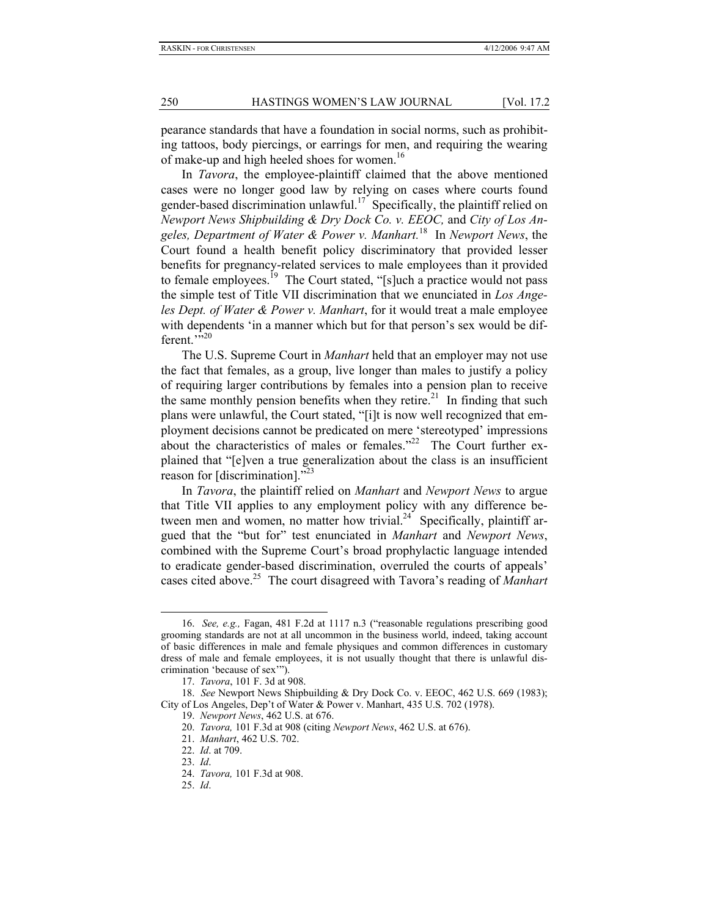pearance standards that have a foundation in social norms, such as prohibiting tattoos, body piercings, or earrings for men, and requiring the wearing of make-up and high heeled shoes for women.[16]

In *Tavora*, the employee-plaintiff claimed that the above mentioned cases were no longer good law by relying on cases where courts found gender-based discrimination unlawful.[17] Specifically, the plaintiff relied on *Newport News Shipbuilding & Dry Dock Co. v. EEOC,* and *City of Los Angeles, Department of Water & Power v. Manhart.*[18] In *Newport News*, the Court found a health benefit policy discriminatory that provided lesser benefits for pregnancy-related services to male employees than it provided to female employees.[19] The Court stated, "[s]uch a practice would not pass the simple test of Title VII discrimination that we enunciated in *Los Angeles Dept. of Water & Power v. Manhart*, for it would treat a male employee with dependents 'in a manner which but for that person's sex would be different.'"[20]

The U.S. Supreme Court in *Manhart* held that an employer may not use the fact that females, as a group, live longer than males to justify a policy of requiring larger contributions by females into a pension plan to receive the same monthly pension benefits when they retire.[21] In finding that such plans were unlawful, the Court stated, "[i]t is now well recognized that employment decisions cannot be predicated on mere 'stereotyped' impressions about the characteristics of males or females."[22] The Court further explained that "[e]ven a true generalization about the class is an insufficient reason for [discrimination]."[23]

In *Tavora*, the plaintiff relied on *Manhart* and *Newport News* to argue that Title VII applies to any employment policy with any difference between men and women, no matter how trivial.[24] Specifically, plaintiff argued that the "but for" test enunciated in *Manhart* and *Newport News*, combined with the Supreme Court's broad prophylactic language intended to eradicate gender-based discrimination, overruled the courts of appeals' cases cited above.[25] The court disagreed with Tavora's reading of *Manhart*

---

16. *See, e.g.,* Fagan, 481 F.2d at 1117 n.3 ("reasonable regulations prescribing good grooming standards are not at all uncommon in the business world, indeed, taking account of basic differences in male and female physiques and common differences in customary dress of male and female employees, it is not usually thought that there is unlawful discrimination 'because of sex'").

17. *Tavora*, 101 F. 3d at 908.

18. *See* Newport News Shipbuilding & Dry Dock Co. v. EEOC, 462 U.S. 669 (1983); City of Los Angeles, Dep't of Water & Power v. Manhart, 435 U.S. 702 (1978).

19. *Newport News*, 462 U.S. at 676.

20. *Tavora,* 101 F.3d at 908 (citing *Newport News*, 462 U.S. at 676).

21. *Manhart*, 462 U.S. 702.

22. *Id*. at 709.

23. *Id*.

24. *Tavora,* 101 F.3d at 908.

25. *Id*.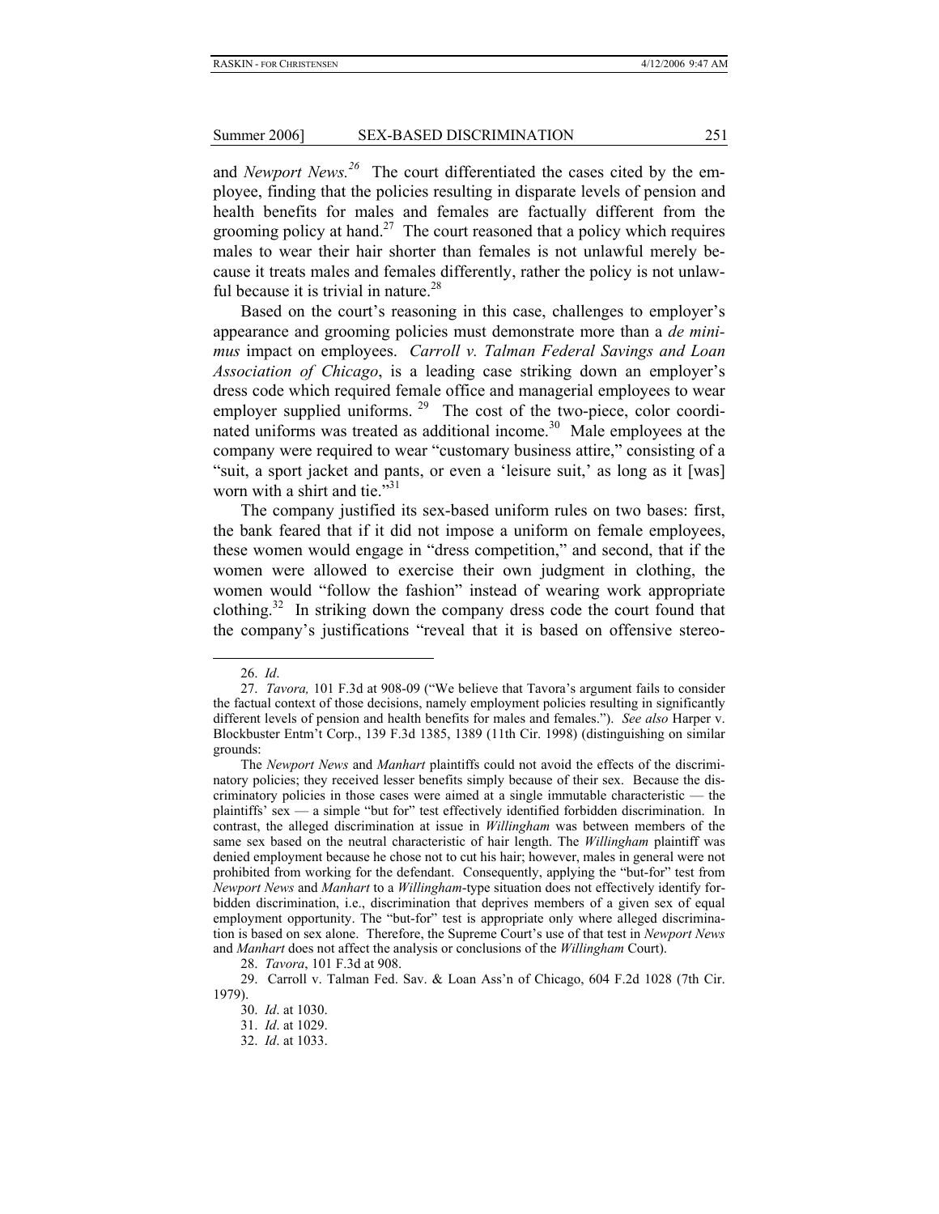and *Newport News.*[26] The court differentiated the cases cited by the employee, finding that the policies resulting in disparate levels of pension and health benefits for males and females are factually different from the grooming policy at hand.[27] The court reasoned that a policy which requires males to wear their hair shorter than females is not unlawful merely because it treats males and females differently, rather the policy is not unlawful because it is trivial in nature.[28]

Based on the court's reasoning in this case, challenges to employer's appearance and grooming policies must demonstrate more than a *de minimus* impact on employees. *Carroll v. Talman Federal Savings and Loan Association of Chicago*, is a leading case striking down an employer's dress code which required female office and managerial employees to wear employer supplied uniforms.[29] The cost of the two-piece, color coordinated uniforms was treated as additional income.[30] Male employees at the company were required to wear "customary business attire," consisting of a "suit, a sport jacket and pants, or even a 'leisure suit,' as long as it [was] worn with a shirt and tie."[31]

The company justified its sex-based uniform rules on two bases: first, the bank feared that if it did not impose a uniform on female employees, these women would engage in "dress competition," and second, that if the women were allowed to exercise their own judgment in clothing, the women would "follow the fashion" instead of wearing work appropriate clothing.[32] In striking down the company dress code the court found that the company's justifications "reveal that it is based on offensive stereo-

---

26. *Id*.

27. *Tavora,* 101 F.3d at 908-09 ("We believe that Tavora's argument fails to consider the factual context of those decisions, namely employment policies resulting in significantly different levels of pension and health benefits for males and females."). *See also* Harper v. Blockbuster Entm't Corp., 139 F.3d 1385, 1389 (11th Cir. 1998) (distinguishing on similar grounds:

The *Newport News* and *Manhart* plaintiffs could not avoid the effects of the discriminatory policies; they received lesser benefits simply because of their sex. Because the discriminatory policies in those cases were aimed at a single immutable characteristic — the plaintiffs' sex — a simple "but for" test effectively identified forbidden discrimination. In contrast, the alleged discrimination at issue in *Willingham* was between members of the same sex based on the neutral characteristic of hair length. The *Willingham* plaintiff was denied employment because he chose not to cut his hair; however, males in general were not prohibited from working for the defendant. Consequently, applying the "but-for" test from *Newport News* and *Manhart* to a *Willingham*-type situation does not effectively identify forbidden discrimination, i.e., discrimination that deprives members of a given sex of equal employment opportunity. The "but-for" test is appropriate only where alleged discrimination is based on sex alone. Therefore, the Supreme Court's use of that test in *Newport News* and *Manhart* does not affect the analysis or conclusions of the *Willingham* Court).

28. *Tavora*, 101 F.3d at 908.

29. Carroll v. Talman Fed. Sav. & Loan Ass'n of Chicago, 604 F.2d 1028 (7th Cir. 1979).

30. *Id*. at 1030.

31. *Id*. at 1029.

32. *Id*. at 1033.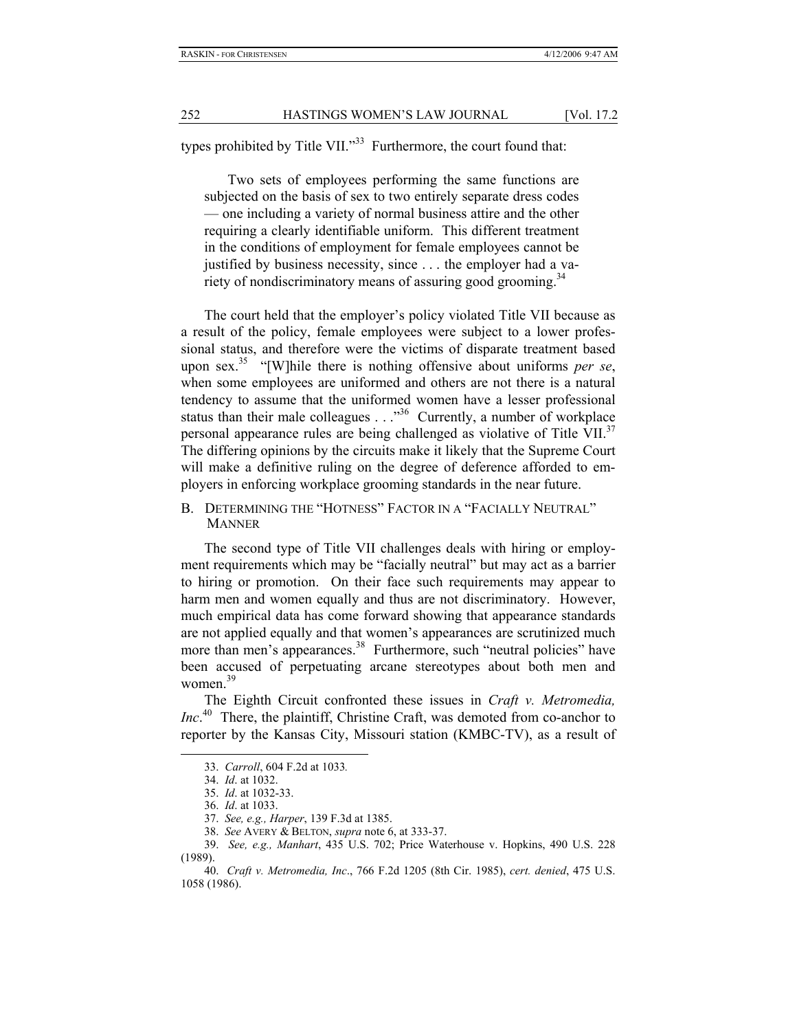types prohibited by Title VII."[33] Furthermore, the court found that:

> Two sets of employees performing the same functions are subjected on the basis of sex to two entirely separate dress codes — one including a variety of normal business attire and the other requiring a clearly identifiable uniform. This different treatment in the conditions of employment for female employees cannot be justified by business necessity, since . . . the employer had a variety of nondiscriminatory means of assuring good grooming.[34]

The court held that the employer's policy violated Title VII because as a result of the policy, female employees were subject to a lower professional status, and therefore were the victims of disparate treatment based upon sex.[35] "[W]hile there is nothing offensive about uniforms *per se*, when some employees are uniformed and others are not there is a natural tendency to assume that the uniformed women have a lesser professional status than their male colleagues . . ."[36] Currently, a number of workplace personal appearance rules are being challenged as violative of Title VII.[37] The differing opinions by the circuits make it likely that the Supreme Court will make a definitive ruling on the degree of deference afforded to employers in enforcing workplace grooming standards in the near future.

## B. Determining the "Hotness" Factor in a "Facially Neutral" Manner

The second type of Title VII challenges deals with hiring or employment requirements which may be "facially neutral" but may act as a barrier to hiring or promotion. On their face such requirements may appear to harm men and women equally and thus are not discriminatory. However, much empirical data has come forward showing that appearance standards are not applied equally and that women's appearances are scrutinized much more than men's appearances.[38] Furthermore, such "neutral policies" have been accused of perpetuating arcane stereotypes about both men and women.[39]

The Eighth Circuit confronted these issues in *Craft v. Metromedia, Inc*.[40] There, the plaintiff, Christine Craft, was demoted from co-anchor to reporter by the Kansas City, Missouri station (KMBC-TV), as a result of

---

33. *Carroll*, 604 F.2d at 1033.

34. *Id*. at 1032.

35. *Id*. at 1032-33.

36. *Id*. at 1033.

37. *See, e.g., Harper*, 139 F.3d at 1385.

38. *See* Avery & Belton, *supra* note 6, at 333-37.

39. *See, e.g., Manhart*, 435 U.S. 702; Price Waterhouse v. Hopkins, 490 U.S. 228 (1989).

40. *Craft v. Metromedia, Inc*., 766 F.2d 1205 (8th Cir. 1985), *cert. denied*, 475 U.S. 1058 (1986).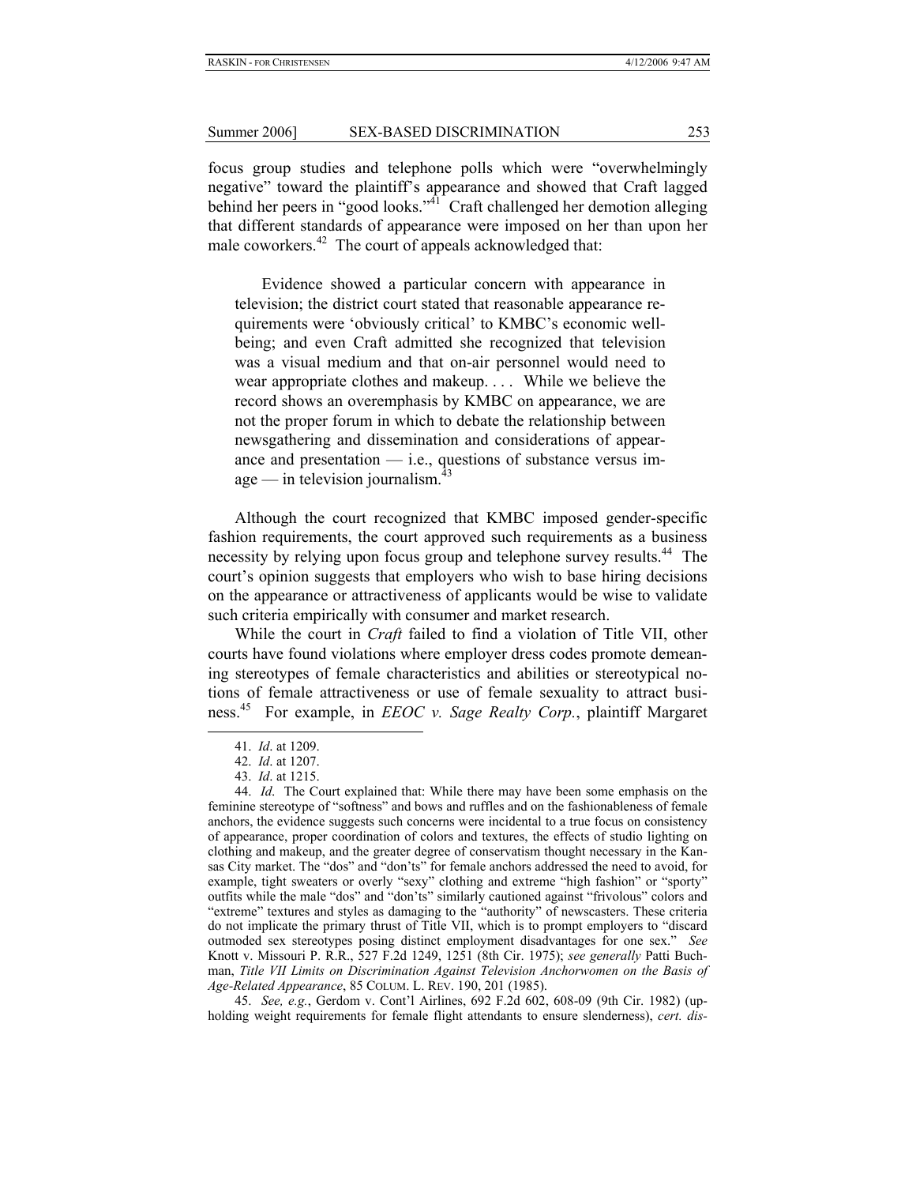focus group studies and telephone polls which were "overwhelmingly negative" toward the plaintiff's appearance and showed that Craft lagged behind her peers in "good looks."[41] Craft challenged her demotion alleging that different standards of appearance were imposed on her than upon her male coworkers.[42] The court of appeals acknowledged that:

> Evidence showed a particular concern with appearance in television; the district court stated that reasonable appearance requirements were 'obviously critical' to KMBC's economic well-being; and even Craft admitted she recognized that television was a visual medium and that on-air personnel would need to wear appropriate clothes and makeup. . . . While we believe the record shows an overemphasis by KMBC on appearance, we are not the proper forum in which to debate the relationship between newsgathering and dissemination and considerations of appearance and presentation — i.e., questions of substance versus image — in television journalism.[43]

Although the court recognized that KMBC imposed gender-specific fashion requirements, the court approved such requirements as a business necessity by relying upon focus group and telephone survey results.[44] The court's opinion suggests that employers who wish to base hiring decisions on the appearance or attractiveness of applicants would be wise to validate such criteria empirically with consumer and market research.

While the court in *Craft* failed to find a violation of Title VII, other courts have found violations where employer dress codes promote demeaning stereotypes of female characteristics and abilities or stereotypical notions of female attractiveness or use of female sexuality to attract business.[45] For example, in *EEOC v. Sage Realty Corp.*, plaintiff Margaret

---

41. *Id*. at 1209.

42. *Id*. at 1207.

43. *Id*. at 1215.

44. *Id*. The Court explained that: While there may have been some emphasis on the feminine stereotype of "softness" and bows and ruffles and on the fashionableness of female anchors, the evidence suggests such concerns were incidental to a true focus on consistency of appearance, proper coordination of colors and textures, the effects of studio lighting on clothing and makeup, and the greater degree of conservatism thought necessary in the Kansas City market. The "dos" and "don'ts" for female anchors addressed the need to avoid, for example, tight sweaters or overly "sexy" clothing and extreme "high fashion" or "sporty" outfits while the male "dos" and "don'ts" similarly cautioned against "frivolous" colors and "extreme" textures and styles as damaging to the "authority" of newscasters. These criteria do not implicate the primary thrust of Title VII, which is to prompt employers to "discard outmoded sex stereotypes posing distinct employment disadvantages for one sex." *See* Knott v. Missouri P. R.R., 527 F.2d 1249, 1251 (8th Cir. 1975); *see generally* Patti Buchman, *Title VII Limits on Discrimination Against Television Anchorwomen on the Basis of Age-Related Appearance*, 85 COLUM. L. REV. 190, 201 (1985).

45. *See, e.g.*, Gerdom v. Cont'l Airlines, 692 F.2d 602, 608-09 (9th Cir. 1982) (upholding weight requirements for female flight attendants to ensure slenderness), *cert. dis-*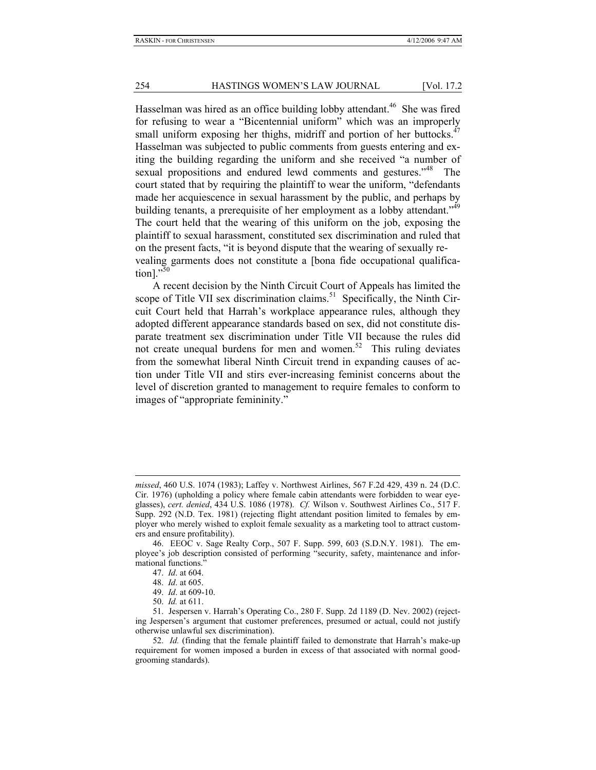Hasselman was hired as an office building lobby attendant.[46] She was fired for refusing to wear a "Bicentennial uniform" which was an improperly small uniform exposing her thighs, midriff and portion of her buttocks.[47] Hasselman was subjected to public comments from guests entering and exiting the building regarding the uniform and she received "a number of sexual propositions and endured lewd comments and gestures."[48] The court stated that by requiring the plaintiff to wear the uniform, "defendants made her acquiescence in sexual harassment by the public, and perhaps by building tenants, a prerequisite of her employment as a lobby attendant."[49] The court held that the wearing of this uniform on the job, exposing the plaintiff to sexual harassment, constituted sex discrimination and ruled that on the present facts, "it is beyond dispute that the wearing of sexually revealing garments does not constitute a [bona fide occupational qualification]."[50]

A recent decision by the Ninth Circuit Court of Appeals has limited the scope of Title VII sex discrimination claims.[51] Specifically, the Ninth Circuit Court held that Harrah's workplace appearance rules, although they adopted different appearance standards based on sex, did not constitute disparate treatment sex discrimination under Title VII because the rules did not create unequal burdens for men and women.[52] This ruling deviates from the somewhat liberal Ninth Circuit trend in expanding causes of action under Title VII and stirs ever-increasing feminist concerns about the level of discretion granted to management to require females to conform to images of "appropriate femininity."

---

*missed*, 460 U.S. 1074 (1983); Laffey v. Northwest Airlines, 567 F.2d 429, 439 n. 24 (D.C. Cir. 1976) (upholding a policy where female cabin attendants were forbidden to wear eyeglasses), *cert. denied*, 434 U.S. 1086 (1978). *Cf.* Wilson v. Southwest Airlines Co., 517 F. Supp. 292 (N.D. Tex. 1981) (rejecting flight attendant position limited to females by employer who merely wished to exploit female sexuality as a marketing tool to attract customers and ensure profitability).

46. EEOC v. Sage Realty Corp., 507 F. Supp. 599, 603 (S.D.N.Y. 1981). The employee's job description consisted of performing "security, safety, maintenance and informational functions."

47. *Id*. at 604.

48. *Id*. at 605.

49. *Id*. at 609-10.

50. *Id.* at 611.

51. Jespersen v. Harrah's Operating Co., 280 F. Supp. 2d 1189 (D. Nev. 2002) (rejecting Jespersen's argument that customer preferences, presumed or actual, could not justify otherwise unlawful sex discrimination).

52. *Id.* (finding that the female plaintiff failed to demonstrate that Harrah's make-up requirement for women imposed a burden in excess of that associated with normal good-grooming standards).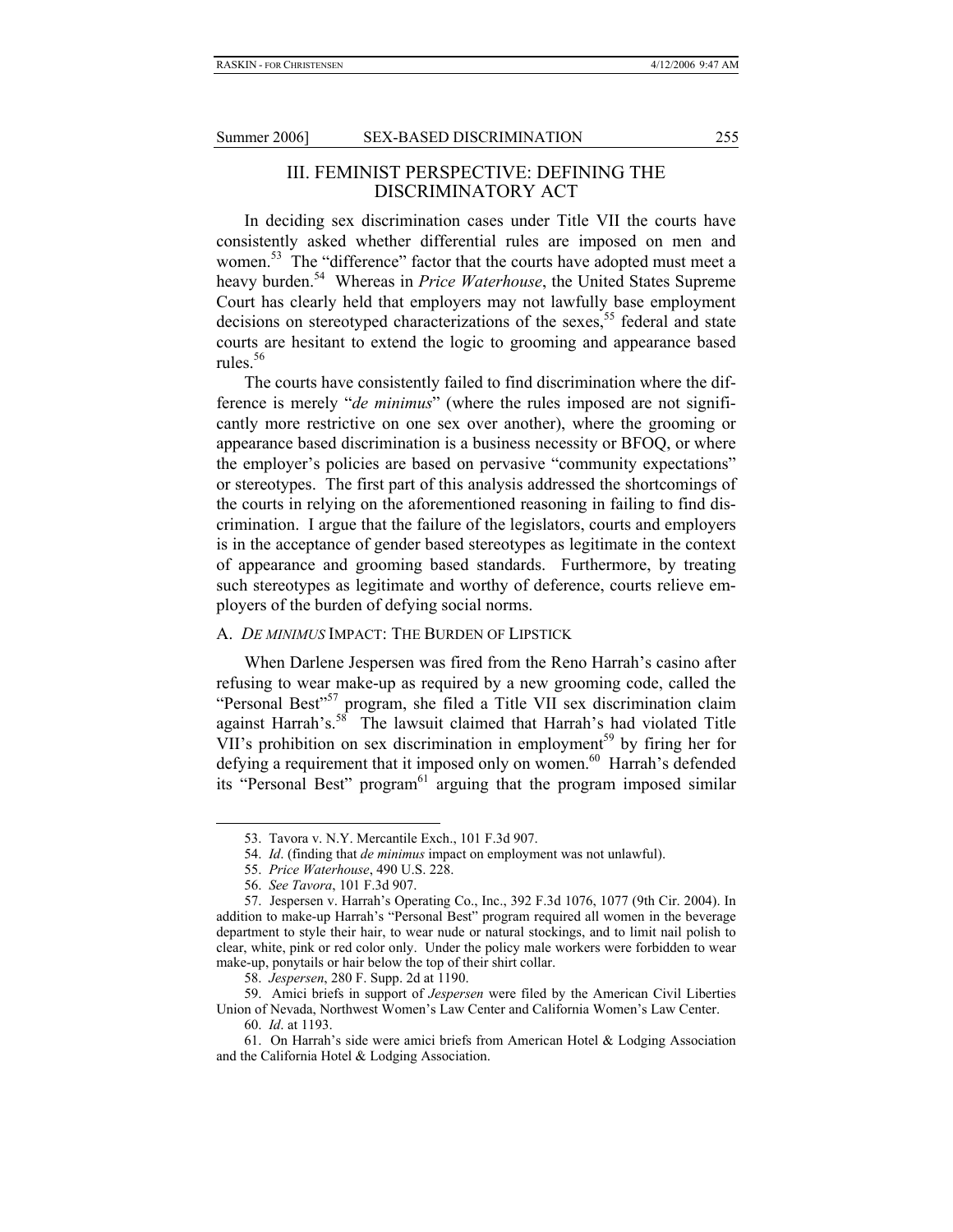## III. FEMINIST PERSPECTIVE: DEFINING THE DISCRIMINATORY ACT

In deciding sex discrimination cases under Title VII the courts have consistently asked whether differential rules are imposed on men and women.[53] The "difference" factor that the courts have adopted must meet a heavy burden.[54] Whereas in *Price Waterhouse*, the United States Supreme Court has clearly held that employers may not lawfully base employment decisions on stereotyped characterizations of the sexes,[55] federal and state courts are hesitant to extend the logic to grooming and appearance based rules.[56]

The courts have consistently failed to find discrimination where the difference is merely "*de minimus*" (where the rules imposed are not significantly more restrictive on one sex over another), where the grooming or appearance based discrimination is a business necessity or BFOQ, or where the employer's policies are based on pervasive "community expectations" or stereotypes. The first part of this analysis addressed the shortcomings of the courts in relying on the aforementioned reasoning in failing to find discrimination. I argue that the failure of the legislators, courts and employers is in the acceptance of gender based stereotypes as legitimate in the context of appearance and grooming based standards. Furthermore, by treating such stereotypes as legitimate and worthy of deference, courts relieve employers of the burden of defying social norms.

### A. *DE MINIMUS* IMPACT: THE BURDEN OF LIPSTICK

When Darlene Jespersen was fired from the Reno Harrah's casino after refusing to wear make-up as required by a new grooming code, called the "Personal Best"[57] program, she filed a Title VII sex discrimination claim against Harrah's.[58] The lawsuit claimed that Harrah's had violated Title VII's prohibition on sex discrimination in employment[59] by firing her for defying a requirement that it imposed only on women.[60] Harrah's defended its "Personal Best" program[61] arguing that the program imposed similar

---

53. Tavora v. N.Y. Mercantile Exch., 101 F.3d 907.

54. *Id*. (finding that *de minimus* impact on employment was not unlawful).

55. *Price Waterhouse*, 490 U.S. 228.

56. *See Tavora*, 101 F.3d 907.

57. Jespersen v. Harrah's Operating Co., Inc., 392 F.3d 1076, 1077 (9th Cir. 2004). In addition to make-up Harrah's "Personal Best" program required all women in the beverage department to style their hair, to wear nude or natural stockings, and to limit nail polish to clear, white, pink or red color only. Under the policy male workers were forbidden to wear make-up, ponytails or hair below the top of their shirt collar.

58. *Jespersen*, 280 F. Supp. 2d at 1190.

59. Amici briefs in support of *Jespersen* were filed by the American Civil Liberties Union of Nevada, Northwest Women's Law Center and California Women's Law Center.

60. *Id*. at 1193.

61. On Harrah's side were amici briefs from American Hotel & Lodging Association and the California Hotel & Lodging Association.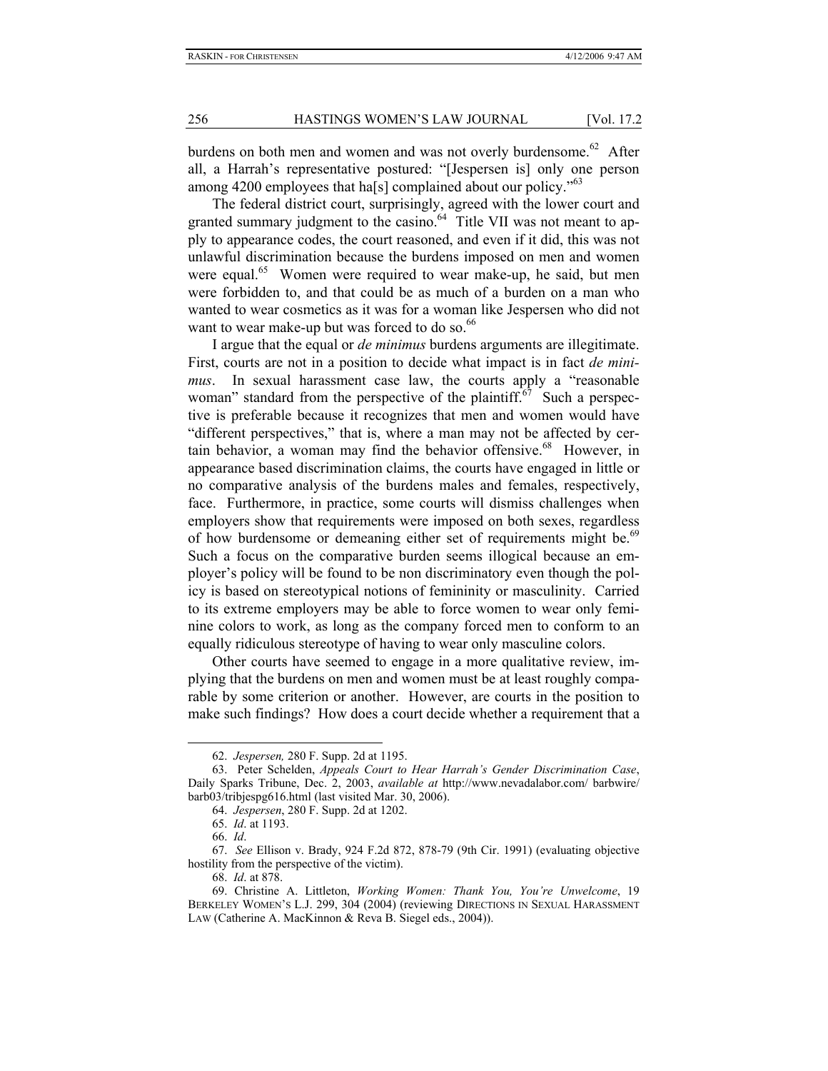burdens on both men and women and was not overly burdensome.[62] After all, a Harrah's representative postured: "[Jespersen is] only one person among 4200 employees that ha[s] complained about our policy."[63]

The federal district court, surprisingly, agreed with the lower court and granted summary judgment to the casino.[64] Title VII was not meant to apply to appearance codes, the court reasoned, and even if it did, this was not unlawful discrimination because the burdens imposed on men and women were equal.[65] Women were required to wear make-up, he said, but men were forbidden to, and that could be as much of a burden on a man who wanted to wear cosmetics as it was for a woman like Jespersen who did not want to wear make-up but was forced to do so.[66]

I argue that the equal or *de minimus* burdens arguments are illegitimate. First, courts are not in a position to decide what impact is in fact *de minimus*. In sexual harassment case law, the courts apply a "reasonable woman" standard from the perspective of the plaintiff.[67] Such a perspective is preferable because it recognizes that men and women would have "different perspectives," that is, where a man may not be affected by certain behavior, a woman may find the behavior offensive.[68] However, in appearance based discrimination claims, the courts have engaged in little or no comparative analysis of the burdens males and females, respectively, face. Furthermore, in practice, some courts will dismiss challenges when employers show that requirements were imposed on both sexes, regardless of how burdensome or demeaning either set of requirements might be.[69] Such a focus on the comparative burden seems illogical because an employer's policy will be found to be non discriminatory even though the policy is based on stereotypical notions of femininity or masculinity. Carried to its extreme employers may be able to force women to wear only feminine colors to work, as long as the company forced men to conform to an equally ridiculous stereotype of having to wear only masculine colors.

Other courts have seemed to engage in a more qualitative review, implying that the burdens on men and women must be at least roughly comparable by some criterion or another. However, are courts in the position to make such findings? How does a court decide whether a requirement that a

---

62. *Jespersen,* 280 F. Supp. 2d at 1195.

63. Peter Schelden, *Appeals Court to Hear Harrah's Gender Discrimination Case*, Daily Sparks Tribune, Dec. 2, 2003, *available at* http://www.nevadalabor.com/ barbwire/ barb03/tribjespg616.html (last visited Mar. 30, 2006).

64. *Jespersen*, 280 F. Supp. 2d at 1202.

65. *Id*. at 1193.

66. *Id*.

67. *See* Ellison v. Brady, 924 F.2d 872, 878-79 (9th Cir. 1991) (evaluating objective hostility from the perspective of the victim).

68. *Id*. at 878.

69. Christine A. Littleton, *Working Women: Thank You, You're Unwelcome*, 19 BERKELEY WOMEN'S L.J. 299, 304 (2004) (reviewing DIRECTIONS IN SEXUAL HARASSMENT LAW (Catherine A. MacKinnon & Reva B. Siegel eds., 2004)).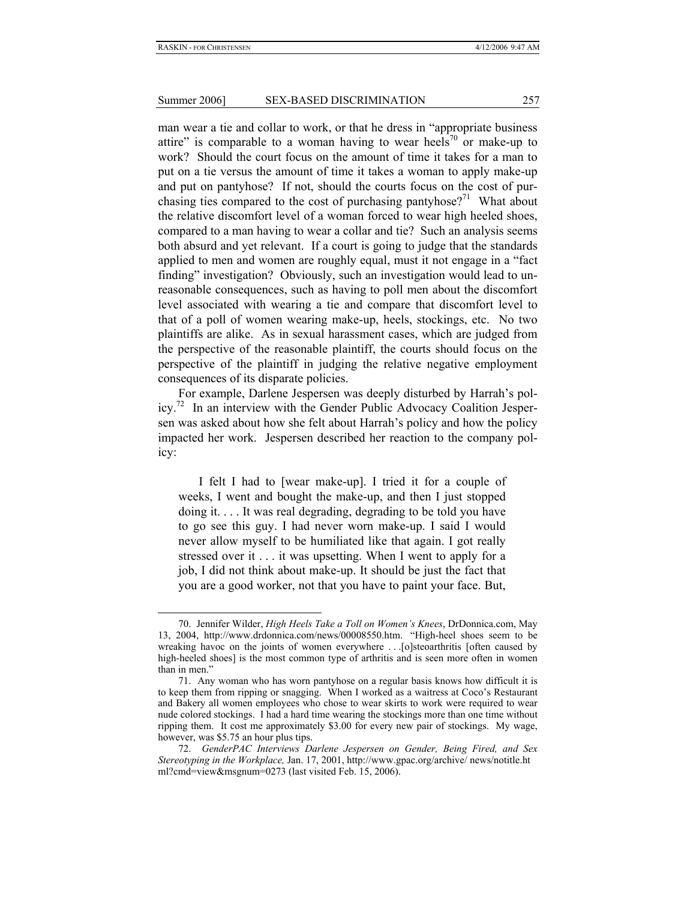man wear a tie and collar to work, or that he dress in "appropriate business attire" is comparable to a woman having to wear heels[70] or make-up to work? Should the court focus on the amount of time it takes for a man to put on a tie versus the amount of time it takes a woman to apply make-up and put on pantyhose? If not, should the courts focus on the cost of purchasing ties compared to the cost of purchasing pantyhose?[71] What about the relative discomfort level of a woman forced to wear high heeled shoes, compared to a man having to wear a collar and tie? Such an analysis seems both absurd and yet relevant. If a court is going to judge that the standards applied to men and women are roughly equal, must it not engage in a "fact finding" investigation? Obviously, such an investigation would lead to unreasonable consequences, such as having to poll men about the discomfort level associated with wearing a tie and compare that discomfort level to that of a poll of women wearing make-up, heels, stockings, etc. No two plaintiffs are alike. As in sexual harassment cases, which are judged from the perspective of the reasonable plaintiff, the courts should focus on the perspective of the plaintiff in judging the relative negative employment consequences of its disparate policies.

For example, Darlene Jespersen was deeply disturbed by Harrah's policy.[72] In an interview with the Gender Public Advocacy Coalition Jespersen was asked about how she felt about Harrah's policy and how the policy impacted her work. Jespersen described her reaction to the company policy:

> I felt I had to [wear make-up]. I tried it for a couple of weeks, I went and bought the make-up, and then I just stopped doing it. . . . It was real degrading, degrading to be told you have to go see this guy. I had never worn make-up. I said I would never allow myself to be humiliated like that again. I got really stressed over it . . . it was upsetting. When I went to apply for a job, I did not think about make-up. It should be just the fact that you are a good worker, not that you have to paint your face. But,

---

70. Jennifer Wilder, *High Heels Take a Toll on Women's Knees*, DrDonnica.com, May 13, 2004, http://www.drdonnica.com/news/00008550.htm. "High-heel shoes seem to be wreaking havoc on the joints of women everywhere . . .[o]steoarthritis [often caused by high-heeled shoes] is the most common type of arthritis and is seen more often in women than in men."

71. Any woman who has worn pantyhose on a regular basis knows how difficult it is to keep them from ripping or snagging. When I worked as a waitress at Coco's Restaurant and Bakery all women employees who chose to wear skirts to work were required to wear nude colored stockings. I had a hard time wearing the stockings more than one time without ripping them. It cost me approximately $3.00 for every new pair of stockings. My wage, however, was $5.75 an hour plus tips.

72. *GenderPAC Interviews Darlene Jespersen on Gender, Being Fired, and Sex Stereotyping in the Workplace,* Jan. 17, 2001, http://www.gpac.org/archive/ news/notitle.html?cmd=view&msgnum=0273 (last visited Feb. 15, 2006).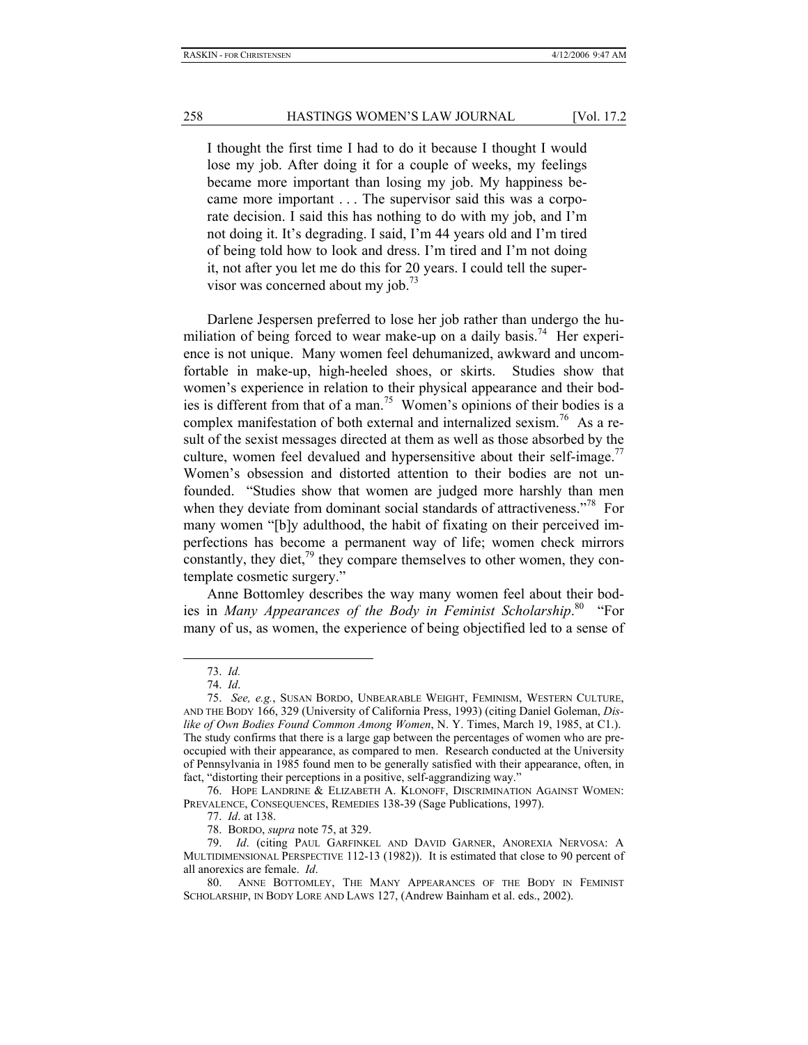> I thought the first time I had to do it because I thought I would lose my job. After doing it for a couple of weeks, my feelings became more important than losing my job. My happiness became more important . . . The supervisor said this was a corporate decision. I said this has nothing to do with my job, and I'm not doing it. It's degrading. I said, I'm 44 years old and I'm tired of being told how to look and dress. I'm tired and I'm not doing it, not after you let me do this for 20 years. I could tell the supervisor was concerned about my job.[73]

Darlene Jespersen preferred to lose her job rather than undergo the humiliation of being forced to wear make-up on a daily basis.[74] Her experience is not unique. Many women feel dehumanized, awkward and uncomfortable in make-up, high-heeled shoes, or skirts. Studies show that women's experience in relation to their physical appearance and their bodies is different from that of a man.[75] Women's opinions of their bodies is a complex manifestation of both external and internalized sexism.[76] As a result of the sexist messages directed at them as well as those absorbed by the culture, women feel devalued and hypersensitive about their self-image.[77] Women's obsession and distorted attention to their bodies are not unfounded. "Studies show that women are judged more harshly than men when they deviate from dominant social standards of attractiveness."[78] For many women "[b]y adulthood, the habit of fixating on their perceived imperfections has become a permanent way of life; women check mirrors constantly, they diet,[79] they compare themselves to other women, they contemplate cosmetic surgery."

Anne Bottomley describes the way many women feel about their bodies in *Many Appearances of the Body in Feminist Scholarship*.[80] "For many of us, as women, the experience of being objectified led to a sense of

---

73. *Id.*

74. *Id*.

75. *See, e.g.*, SUSAN BORDO, UNBEARABLE WEIGHT, FEMINISM, WESTERN CULTURE, AND THE BODY 166, 329 (University of California Press, 1993) (citing Daniel Goleman, *Dislike of Own Bodies Found Common Among Women*, N. Y. Times, March 19, 1985, at C1.). The study confirms that there is a large gap between the percentages of women who are preoccupied with their appearance, as compared to men. Research conducted at the University of Pennsylvania in 1985 found men to be generally satisfied with their appearance, often, in fact, "distorting their perceptions in a positive, self-aggrandizing way."

76. HOPE LANDRINE & ELIZABETH A. KLONOFF, DISCRIMINATION AGAINST WOMEN: PREVALENCE, CONSEQUENCES, REMEDIES 138-39 (Sage Publications, 1997).

77. *Id*. at 138.

78. BORDO, *supra* note 75, at 329.

79. *Id*. (citing PAUL GARFINKEL AND DAVID GARNER, ANOREXIA NERVOSA: A MULTIDIMENSIONAL PERSPECTIVE 112-13 (1982)). It is estimated that close to 90 percent of all anorexics are female. *Id*.

80. ANNE BOTTOMLEY, THE MANY APPEARANCES OF THE BODY IN FEMINIST SCHOLARSHIP, IN BODY LORE AND LAWS 127, (Andrew Bainham et al. eds., 2002).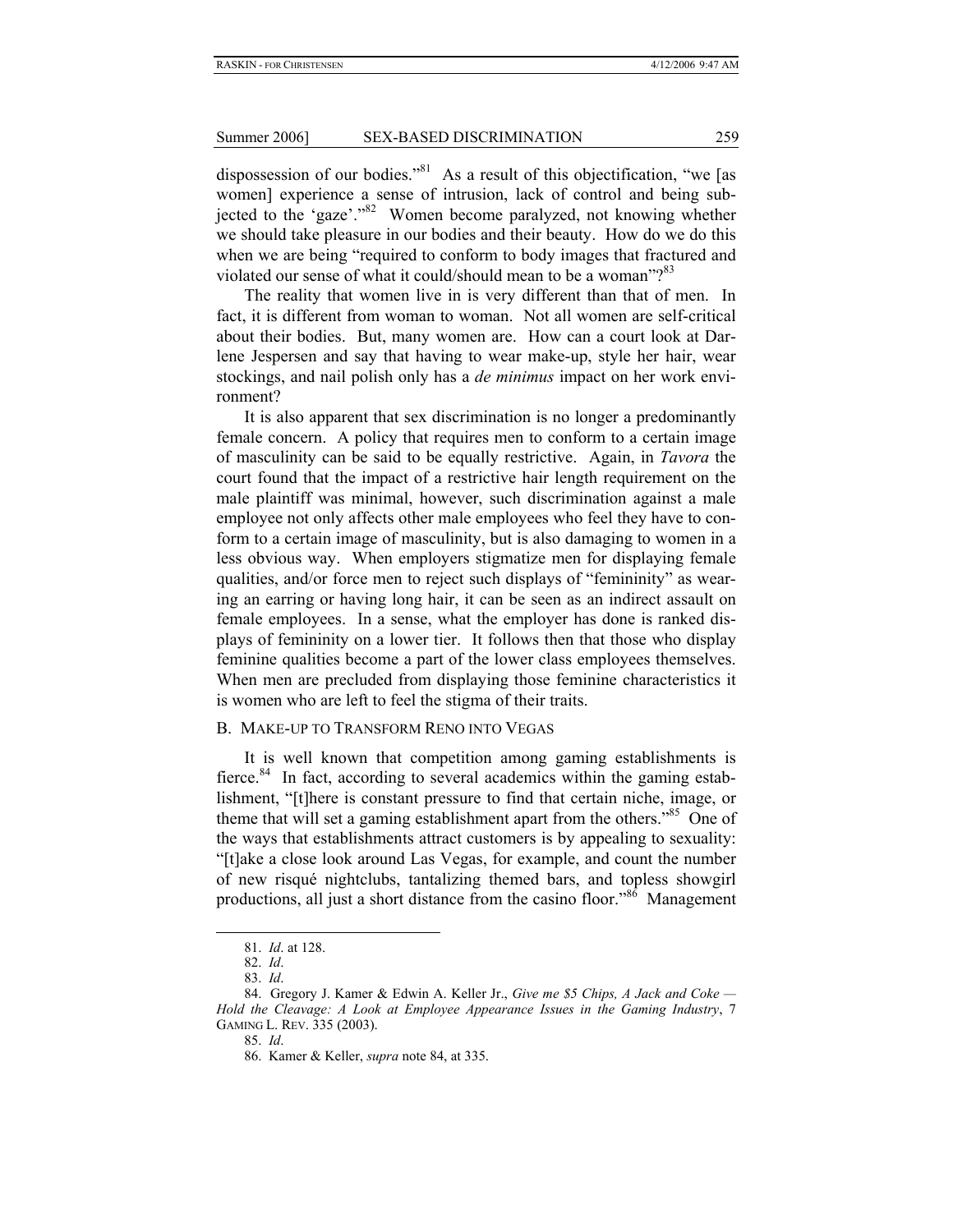dispossession of our bodies."[81] As a result of this objectification, "we [as women] experience a sense of intrusion, lack of control and being subjected to the 'gaze'."[82] Women become paralyzed, not knowing whether we should take pleasure in our bodies and their beauty. How do we do this when we are being "required to conform to body images that fractured and violated our sense of what it could/should mean to be a woman"?[83]

The reality that women live in is very different than that of men. In fact, it is different from woman to woman. Not all women are self-critical about their bodies. But, many women are. How can a court look at Darlene Jespersen and say that having to wear make-up, style her hair, wear stockings, and nail polish only has a *de minimus* impact on her work environment?

It is also apparent that sex discrimination is no longer a predominantly female concern. A policy that requires men to conform to a certain image of masculinity can be said to be equally restrictive. Again, in *Tavora* the court found that the impact of a restrictive hair length requirement on the male plaintiff was minimal, however, such discrimination against a male employee not only affects other male employees who feel they have to conform to a certain image of masculinity, but is also damaging to women in a less obvious way. When employers stigmatize men for displaying female qualities, and/or force men to reject such displays of "femininity" as wearing an earring or having long hair, it can be seen as an indirect assault on female employees. In a sense, what the employer has done is ranked displays of femininity on a lower tier. It follows then that those who display feminine qualities become a part of the lower class employees themselves. When men are precluded from displaying those feminine characteristics it is women who are left to feel the stigma of their traits.

### B. Make-up to Transform Reno into Vegas

It is well known that competition among gaming establishments is fierce.[84] In fact, according to several academics within the gaming establishment, "[t]here is constant pressure to find that certain niche, image, or theme that will set a gaming establishment apart from the others."[85] One of the ways that establishments attract customers is by appealing to sexuality: "[t]ake a close look around Las Vegas, for example, and count the number of new risqué nightclubs, tantalizing themed bars, and topless showgirl productions, all just a short distance from the casino floor."[86] Management

---

81. *Id*. at 128.

82. *Id*.

83. *Id*.

84. Gregory J. Kamer & Edwin A. Keller Jr., *Give me $5 Chips, A Jack and Coke — Hold the Cleavage: A Look at Employee Appearance Issues in the Gaming Industry*, 7 Gaming L. Rev. 335 (2003).

85. *Id*.

86. Kamer & Keller, *supra* note 84, at 335.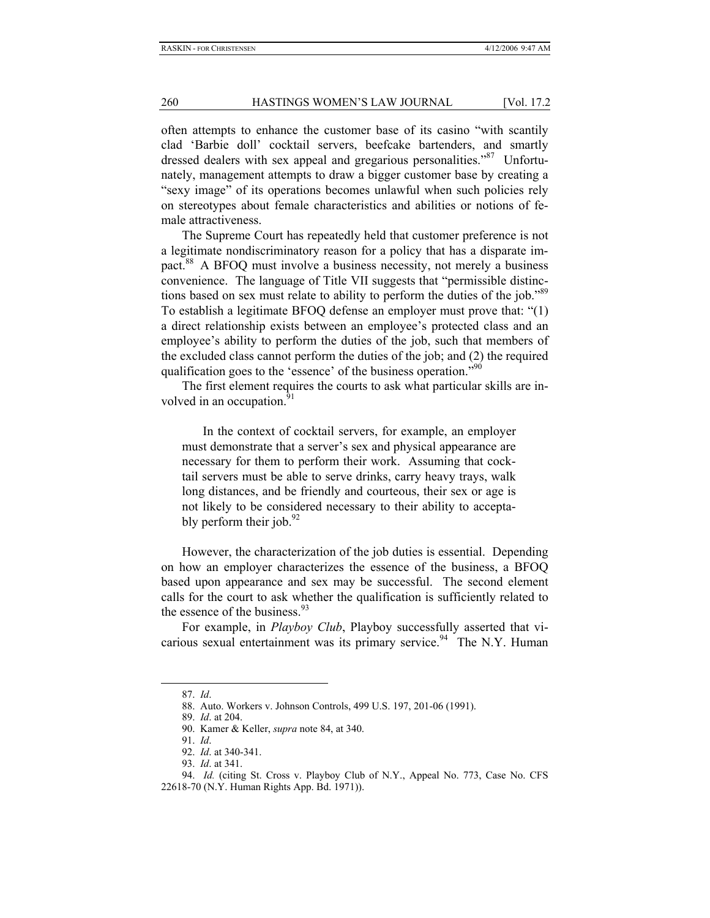often attempts to enhance the customer base of its casino "with scantily clad 'Barbie doll' cocktail servers, beefcake bartenders, and smartly dressed dealers with sex appeal and gregarious personalities."[87] Unfortunately, management attempts to draw a bigger customer base by creating a "sexy image" of its operations becomes unlawful when such policies rely on stereotypes about female characteristics and abilities or notions of female attractiveness.

The Supreme Court has repeatedly held that customer preference is not a legitimate nondiscriminatory reason for a policy that has a disparate impact.[88] A BFOQ must involve a business necessity, not merely a business convenience. The language of Title VII suggests that "permissible distinctions based on sex must relate to ability to perform the duties of the job."[89] To establish a legitimate BFOQ defense an employer must prove that: "(1) a direct relationship exists between an employee's protected class and an employee's ability to perform the duties of the job, such that members of the excluded class cannot perform the duties of the job; and (2) the required qualification goes to the 'essence' of the business operation."[90]

The first element requires the courts to ask what particular skills are involved in an occupation.[91]

> In the context of cocktail servers, for example, an employer must demonstrate that a server's sex and physical appearance are necessary for them to perform their work. Assuming that cocktail servers must be able to serve drinks, carry heavy trays, walk long distances, and be friendly and courteous, their sex or age is not likely to be considered necessary to their ability to acceptably perform their job.[92]

However, the characterization of the job duties is essential. Depending on how an employer characterizes the essence of the business, a BFOQ based upon appearance and sex may be successful. The second element calls for the court to ask whether the qualification is sufficiently related to the essence of the business.[93]

For example, in *Playboy Club*, Playboy successfully asserted that vicarious sexual entertainment was its primary service.[94] The N.Y. Human

---

87. *Id*.

88. Auto. Workers v. Johnson Controls, 499 U.S. 197, 201-06 (1991).

89. *Id*. at 204.

90. Kamer & Keller, *supra* note 84, at 340.

91. *Id*.

92. *Id*. at 340-341.

93. *Id*. at 341.

94. *Id.* (citing St. Cross v. Playboy Club of N.Y., Appeal No. 773, Case No. CFS 22618-70 (N.Y. Human Rights App. Bd. 1971)).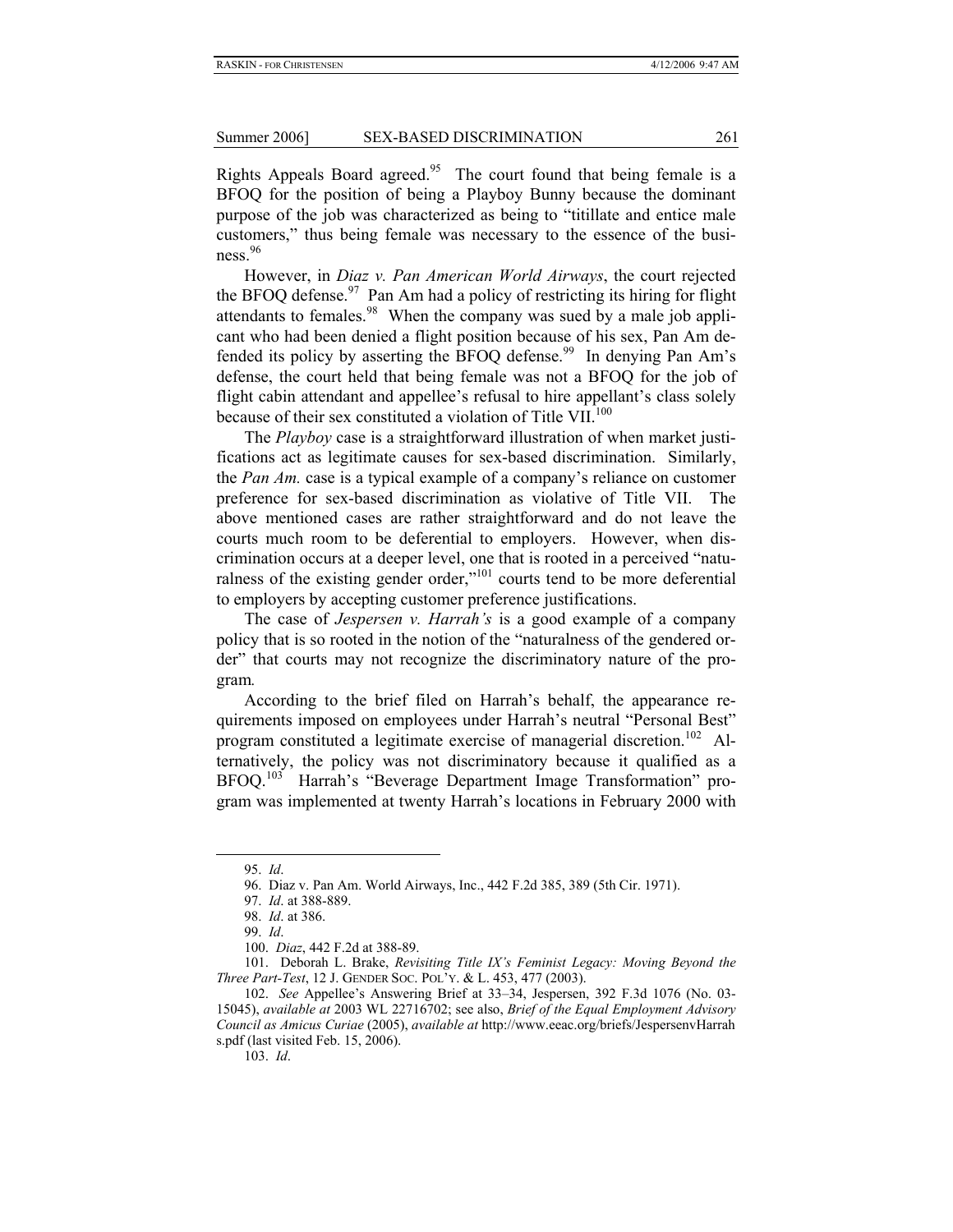Rights Appeals Board agreed.[95] The court found that being female is a BFOQ for the position of being a Playboy Bunny because the dominant purpose of the job was characterized as being to "titillate and entice male customers," thus being female was necessary to the essence of the business.[96]

However, in *Diaz v. Pan American World Airways*, the court rejected the BFOQ defense.[97] Pan Am had a policy of restricting its hiring for flight attendants to females.[98] When the company was sued by a male job applicant who had been denied a flight position because of his sex, Pan Am defended its policy by asserting the BFOQ defense.[99] In denying Pan Am's defense, the court held that being female was not a BFOQ for the job of flight cabin attendant and appellee's refusal to hire appellant's class solely because of their sex constituted a violation of Title VII.[100]

The *Playboy* case is a straightforward illustration of when market justifications act as legitimate causes for sex-based discrimination. Similarly, the *Pan Am.* case is a typical example of a company's reliance on customer preference for sex-based discrimination as violative of Title VII. The above mentioned cases are rather straightforward and do not leave the courts much room to be deferential to employers. However, when discrimination occurs at a deeper level, one that is rooted in a perceived "naturalness of the existing gender order,"[101] courts tend to be more deferential to employers by accepting customer preference justifications.

The case of *Jespersen v. Harrah's* is a good example of a company policy that is so rooted in the notion of the "naturalness of the gendered order" that courts may not recognize the discriminatory nature of the program.

According to the brief filed on Harrah's behalf, the appearance requirements imposed on employees under Harrah's neutral "Personal Best" program constituted a legitimate exercise of managerial discretion.[102] Alternatively, the policy was not discriminatory because it qualified as a BFOQ.[103] Harrah's "Beverage Department Image Transformation" program was implemented at twenty Harrah's locations in February 2000 with

---

95. *Id*.

96. Diaz v. Pan Am. World Airways, Inc., 442 F.2d 385, 389 (5th Cir. 1971).

97. *Id*. at 388-889.

98. *Id*. at 386.

99. *Id*.

100. *Diaz*, 442 F.2d at 388-89.

101. Deborah L. Brake, *Revisiting Title IX's Feminist Legacy: Moving Beyond the Three Part-Test*, 12 J. GENDER SOC. POL'Y. & L. 453, 477 (2003).

102. *See* Appellee's Answering Brief at 33–34, Jespersen, 392 F.3d 1076 (No. 03-15045), *available at* 2003 WL 22716702; see also, *Brief of the Equal Employment Advisory Council as Amicus Curiae* (2005), *available at* http://www.eeac.org/briefs/JespersenvHarrahs.pdf (last visited Feb. 15, 2006).

103. *Id*.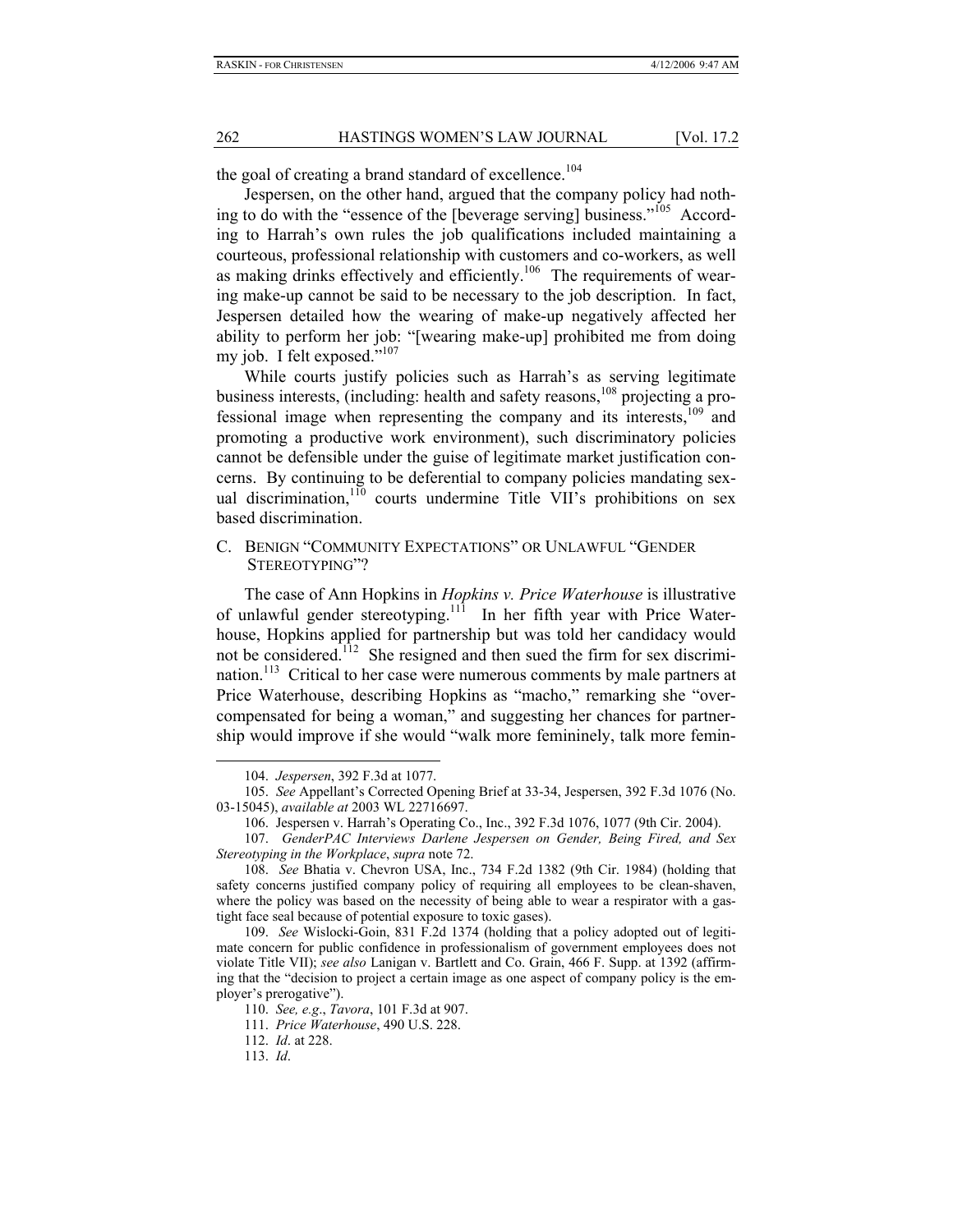the goal of creating a brand standard of excellence.[104]

Jespersen, on the other hand, argued that the company policy had nothing to do with the "essence of the [beverage serving] business."[105] According to Harrah's own rules the job qualifications included maintaining a courteous, professional relationship with customers and co-workers, as well as making drinks effectively and efficiently.[106] The requirements of wearing make-up cannot be said to be necessary to the job description. In fact, Jespersen detailed how the wearing of make-up negatively affected her ability to perform her job: "[wearing make-up] prohibited me from doing my job. I felt exposed."[107]

While courts justify policies such as Harrah's as serving legitimate business interests, (including: health and safety reasons,[108] projecting a professional image when representing the company and its interests,[109] and promoting a productive work environment), such discriminatory policies cannot be defensible under the guise of legitimate market justification concerns. By continuing to be deferential to company policies mandating sexual discrimination,[110] courts undermine Title VII's prohibitions on sex based discrimination.

### C. Benign "Community Expectations" or Unlawful "Gender Stereotyping"?

The case of Ann Hopkins in *Hopkins v. Price Waterhouse* is illustrative of unlawful gender stereotyping.[111] In her fifth year with Price Waterhouse, Hopkins applied for partnership but was told her candidacy would not be considered.[112] She resigned and then sued the firm for sex discrimination.[113] Critical to her case were numerous comments by male partners at Price Waterhouse, describing Hopkins as "macho," remarking she "overcompensated for being a woman," and suggesting her chances for partnership would improve if she would "walk more femininely, talk more femin-

---

104. *Jespersen*, 392 F.3d at 1077.

105. *See* Appellant's Corrected Opening Brief at 33-34, Jespersen, 392 F.3d 1076 (No. 03-15045), *available at* 2003 WL 22716697.

106. Jespersen v. Harrah's Operating Co., Inc., 392 F.3d 1076, 1077 (9th Cir. 2004).

107. *GenderPAC Interviews Darlene Jespersen on Gender, Being Fired, and Sex Stereotyping in the Workplace*, *supra* note 72.

108. *See* Bhatia v. Chevron USA, Inc., 734 F.2d 1382 (9th Cir. 1984) (holding that safety concerns justified company policy of requiring all employees to be clean-shaven, where the policy was based on the necessity of being able to wear a respirator with a gas-tight face seal because of potential exposure to toxic gases).

109. *See* Wislocki-Goin, 831 F.2d 1374 (holding that a policy adopted out of legitimate concern for public confidence in professionalism of government employees does not violate Title VII); *see also* Lanigan v. Bartlett and Co. Grain, 466 F. Supp. at 1392 (affirming that the "decision to project a certain image as one aspect of company policy is the employer's prerogative").

110. *See, e.g.*, *Tavora*, 101 F.3d at 907.

111. *Price Waterhouse*, 490 U.S. 228.

112. *Id*. at 228.

113. *Id*.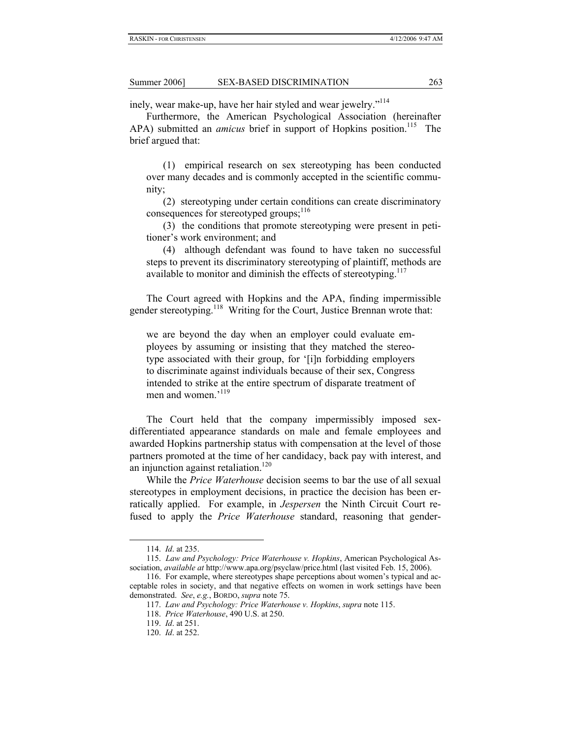inely, wear make-up, have her hair styled and wear jewelry."[114]

Furthermore, the American Psychological Association (hereinafter APA) submitted an *amicus* brief in support of Hopkins position.[115] The brief argued that:

> (1) empirical research on sex stereotyping has been conducted over many decades and is commonly accepted in the scientific community;
>
> (2) stereotyping under certain conditions can create discriminatory consequences for stereotyped groups;[116]
>
> (3) the conditions that promote stereotyping were present in petitioner's work environment; and
>
> (4) although defendant was found to have taken no successful steps to prevent its discriminatory stereotyping of plaintiff, methods are available to monitor and diminish the effects of stereotyping.[117]

The Court agreed with Hopkins and the APA, finding impermissible gender stereotyping.[118] Writing for the Court, Justice Brennan wrote that:

> we are beyond the day when an employer could evaluate employees by assuming or insisting that they matched the stereotype associated with their group, for '[i]n forbidding employers to discriminate against individuals because of their sex, Congress intended to strike at the entire spectrum of disparate treatment of men and women.'[119]

The Court held that the company impermissibly imposed sex-differentiated appearance standards on male and female employees and awarded Hopkins partnership status with compensation at the level of those partners promoted at the time of her candidacy, back pay with interest, and an injunction against retaliation.[120]

While the *Price Waterhouse* decision seems to bar the use of all sexual stereotypes in employment decisions, in practice the decision has been erratically applied. For example, in *Jespersen* the Ninth Circuit Court refused to apply the *Price Waterhouse* standard, reasoning that gender-

---

114. *Id*. at 235.

115. *Law and Psychology: Price Waterhouse v. Hopkins*, American Psychological Association, *available at* http://www.apa.org/psyclaw/price.html (last visited Feb. 15, 2006).

116. For example, where stereotypes shape perceptions about women's typical and acceptable roles in society, and that negative effects on women in work settings have been demonstrated. *See*, *e.g.*, BORDO, *supra* note 75.

117. *Law and Psychology: Price Waterhouse v. Hopkins*, *supra* note 115.

118. *Price Waterhouse*, 490 U.S. at 250.

119. *Id*. at 251.

120. *Id*. at 252.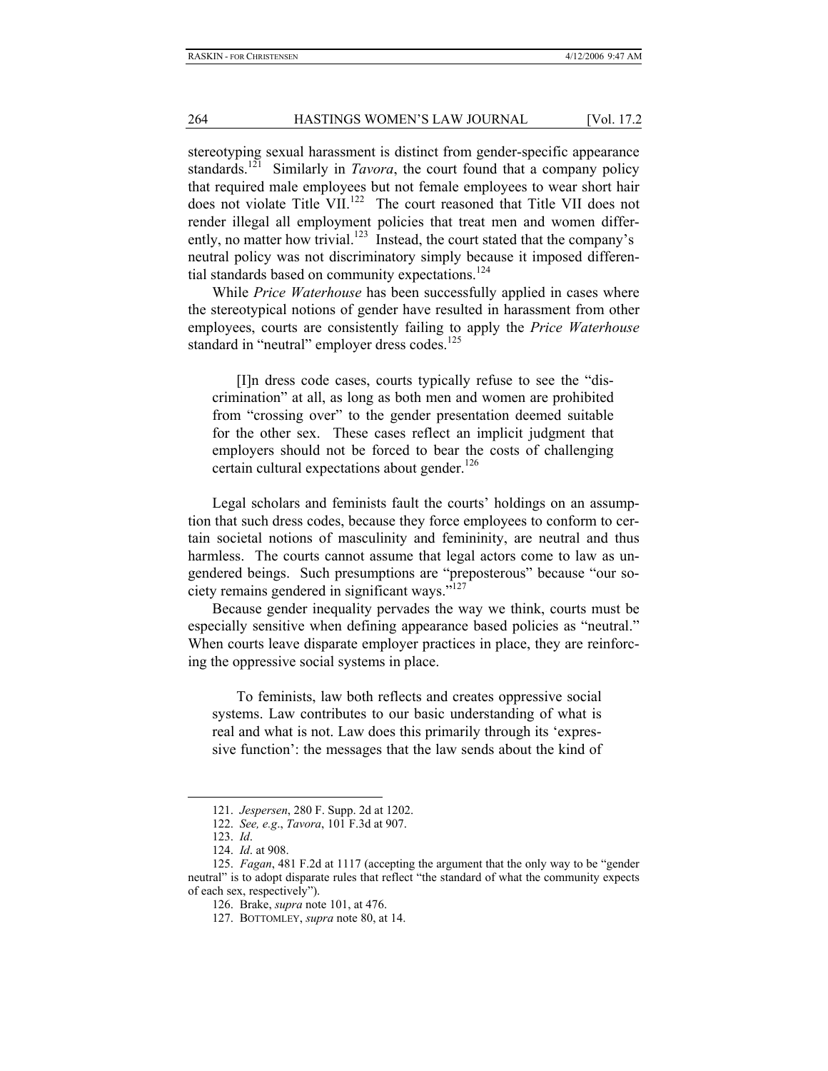stereotyping sexual harassment is distinct from gender-specific appearance standards.[121] Similarly in *Tavora*, the court found that a company policy that required male employees but not female employees to wear short hair does not violate Title VII.[122] The court reasoned that Title VII does not render illegal all employment policies that treat men and women differently, no matter how trivial.[123] Instead, the court stated that the company's neutral policy was not discriminatory simply because it imposed differential standards based on community expectations.[124]

While *Price Waterhouse* has been successfully applied in cases where the stereotypical notions of gender have resulted in harassment from other employees, courts are consistently failing to apply the *Price Waterhouse* standard in "neutral" employer dress codes.[125]

> [I]n dress code cases, courts typically refuse to see the "discrimination" at all, as long as both men and women are prohibited from "crossing over" to the gender presentation deemed suitable for the other sex. These cases reflect an implicit judgment that employers should not be forced to bear the costs of challenging certain cultural expectations about gender.[126]

Legal scholars and feminists fault the courts' holdings on an assumption that such dress codes, because they force employees to conform to certain societal notions of masculinity and femininity, are neutral and thus harmless. The courts cannot assume that legal actors come to law as ungendered beings. Such presumptions are "preposterous" because "our society remains gendered in significant ways."[127]

Because gender inequality pervades the way we think, courts must be especially sensitive when defining appearance based policies as "neutral." When courts leave disparate employer practices in place, they are reinforcing the oppressive social systems in place.

> To feminists, law both reflects and creates oppressive social systems. Law contributes to our basic understanding of what is real and what is not. Law does this primarily through its 'expressive function': the messages that the law sends about the kind of

---

121. *Jespersen*, 280 F. Supp. 2d at 1202.

122. *See, e.g.*, *Tavora*, 101 F.3d at 907.

123. *Id*.

124. *Id*. at 908.

125. *Fagan*, 481 F.2d at 1117 (accepting the argument that the only way to be "gender neutral" is to adopt disparate rules that reflect "the standard of what the community expects of each sex, respectively").

126. Brake, *supra* note 101, at 476.

127. BOTTOMLEY, *supra* note 80, at 14.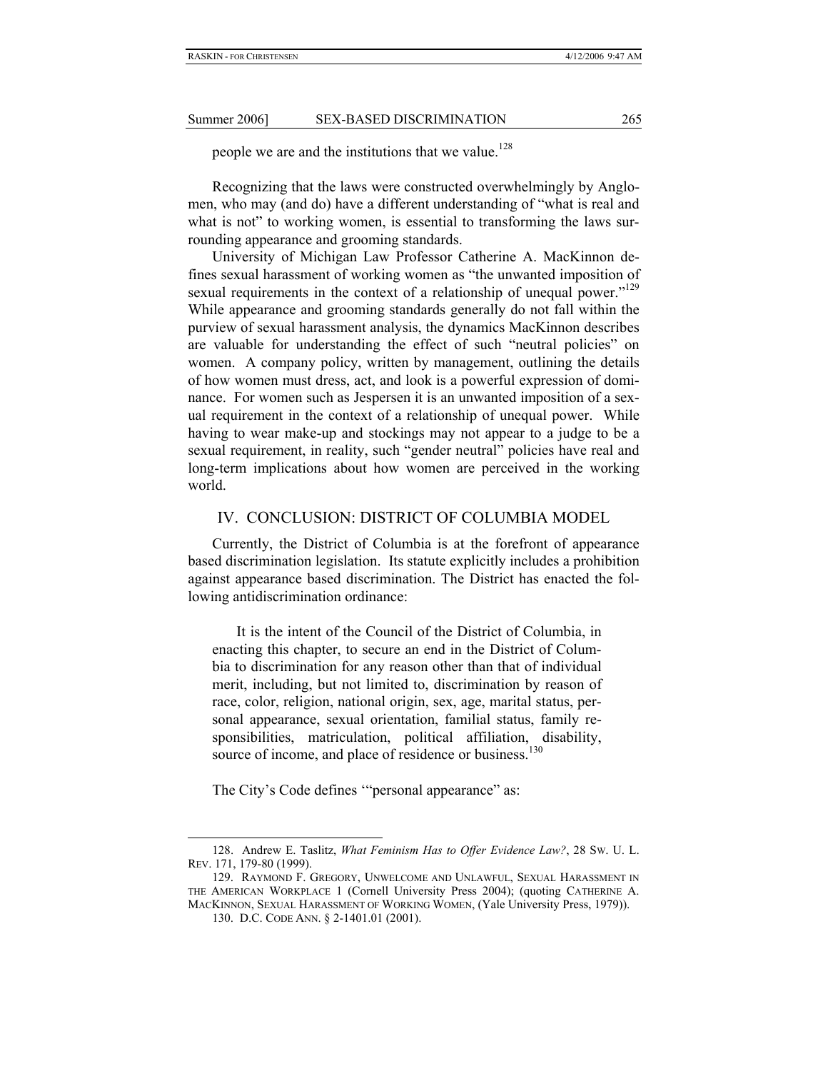people we are and the institutions that we value.[128]

Recognizing that the laws were constructed overwhelmingly by Anglo-men, who may (and do) have a different understanding of "what is real and what is not" to working women, is essential to transforming the laws surrounding appearance and grooming standards.

University of Michigan Law Professor Catherine A. MacKinnon defines sexual harassment of working women as "the unwanted imposition of sexual requirements in the context of a relationship of unequal power."[129] While appearance and grooming standards generally do not fall within the purview of sexual harassment analysis, the dynamics MacKinnon describes are valuable for understanding the effect of such "neutral policies" on women. A company policy, written by management, outlining the details of how women must dress, act, and look is a powerful expression of dominance. For women such as Jespersen it is an unwanted imposition of a sexual requirement in the context of a relationship of unequal power. While having to wear make-up and stockings may not appear to a judge to be a sexual requirement, in reality, such "gender neutral" policies have real and long-term implications about how women are perceived in the working world.

## IV. CONCLUSION: DISTRICT OF COLUMBIA MODEL

Currently, the District of Columbia is at the forefront of appearance based discrimination legislation. Its statute explicitly includes a prohibition against appearance based discrimination. The District has enacted the following antidiscrimination ordinance:

> It is the intent of the Council of the District of Columbia, in enacting this chapter, to secure an end in the District of Columbia to discrimination for any reason other than that of individual merit, including, but not limited to, discrimination by reason of race, color, religion, national origin, sex, age, marital status, personal appearance, sexual orientation, familial status, family responsibilities, matriculation, political affiliation, disability, source of income, and place of residence or business.[130]

The City's Code defines '"personal appearance" as:

---

128. Andrew E. Taslitz, *What Feminism Has to Offer Evidence Law?*, 28 SW. U. L. REV. 171, 179-80 (1999).

129. RAYMOND F. GREGORY, UNWELCOME AND UNLAWFUL, SEXUAL HARASSMENT IN THE AMERICAN WORKPLACE 1 (Cornell University Press 2004); (quoting CATHERINE A. MACKINNON, SEXUAL HARASSMENT OF WORKING WOMEN, (Yale University Press, 1979)).

130. D.C. CODE ANN. § 2-1401.01 (2001).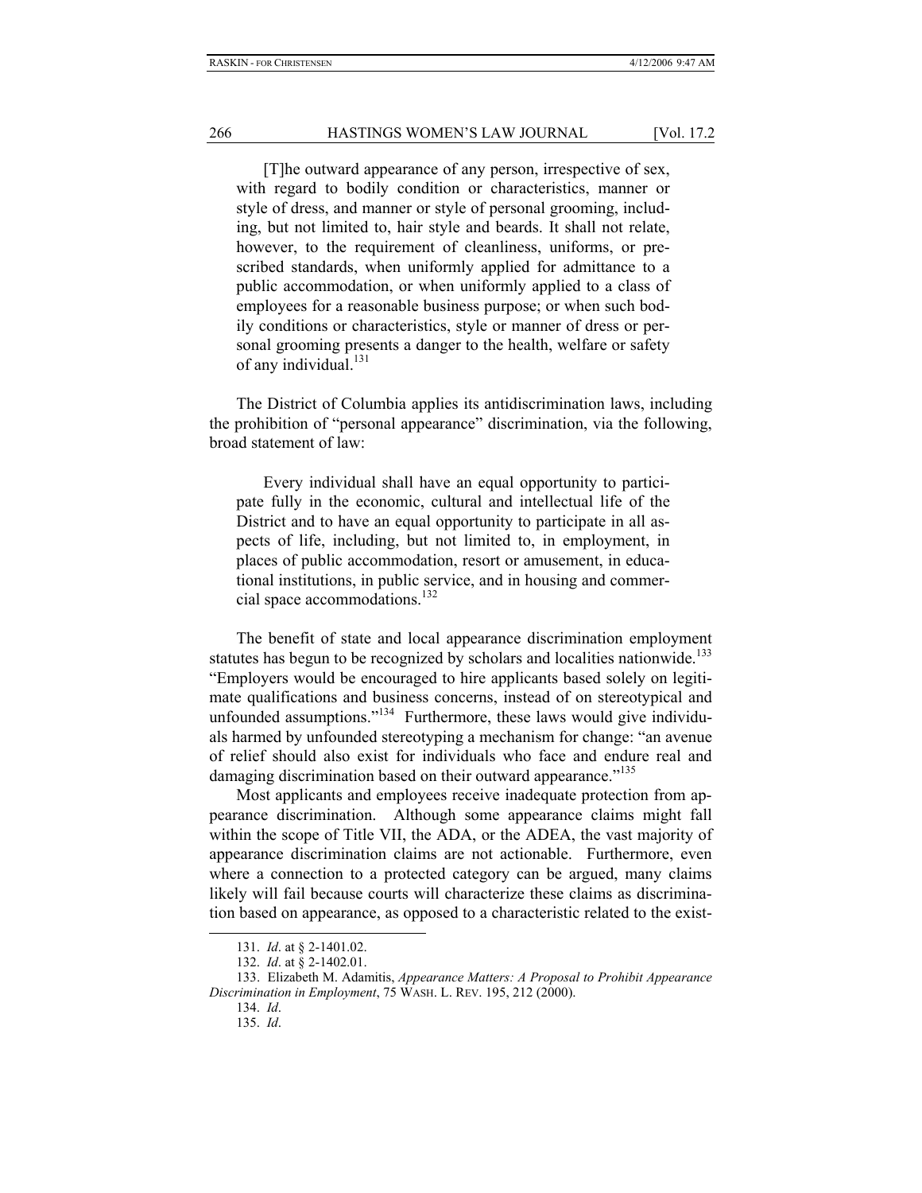> [T]he outward appearance of any person, irrespective of sex, with regard to bodily condition or characteristics, manner or style of dress, and manner or style of personal grooming, including, but not limited to, hair style and beards. It shall not relate, however, to the requirement of cleanliness, uniforms, or prescribed standards, when uniformly applied for admittance to a public accommodation, or when uniformly applied to a class of employees for a reasonable business purpose; or when such bodily conditions or characteristics, style or manner of dress or personal grooming presents a danger to the health, welfare or safety of any individual.[131]

The District of Columbia applies its antidiscrimination laws, including the prohibition of "personal appearance" discrimination, via the following, broad statement of law:

> Every individual shall have an equal opportunity to participate fully in the economic, cultural and intellectual life of the District and to have an equal opportunity to participate in all aspects of life, including, but not limited to, in employment, in places of public accommodation, resort or amusement, in educational institutions, in public service, and in housing and commercial space accommodations.[132]

The benefit of state and local appearance discrimination employment statutes has begun to be recognized by scholars and localities nationwide.[133] "Employers would be encouraged to hire applicants based solely on legitimate qualifications and business concerns, instead of on stereotypical and unfounded assumptions."[134] Furthermore, these laws would give individuals harmed by unfounded stereotyping a mechanism for change: "an avenue of relief should also exist for individuals who face and endure real and damaging discrimination based on their outward appearance."[135]

Most applicants and employees receive inadequate protection from appearance discrimination. Although some appearance claims might fall within the scope of Title VII, the ADA, or the ADEA, the vast majority of appearance discrimination claims are not actionable. Furthermore, even where a connection to a protected category can be argued, many claims likely will fail because courts will characterize these claims as discrimination based on appearance, as opposed to a characteristic related to the exist-

---

131. *Id*. at § 2-1401.02.

132. *Id*. at § 2-1402.01.

133. Elizabeth M. Adamitis, *Appearance Matters: A Proposal to Prohibit Appearance Discrimination in Employment*, 75 WASH. L. REV. 195, 212 (2000).

134. *Id*.

135. *Id*.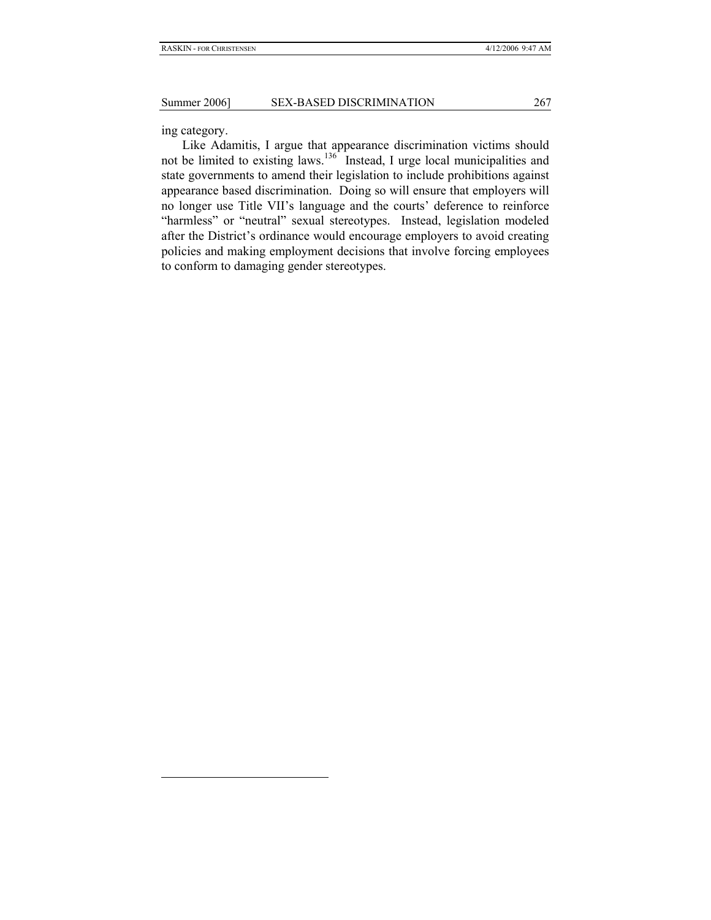ing category.

Like Adamitis, I argue that appearance discrimination victims should not be limited to existing laws.[136] Instead, I urge local municipalities and state governments to amend their legislation to include prohibitions against appearance based discrimination. Doing so will ensure that employers will no longer use Title VII's language and the courts' deference to reinforce "harmless" or "neutral" sexual stereotypes. Instead, legislation modeled after the District's ordinance would encourage employers to avoid creating policies and making employment decisions that involve forcing employees to conform to damaging gender stereotypes.